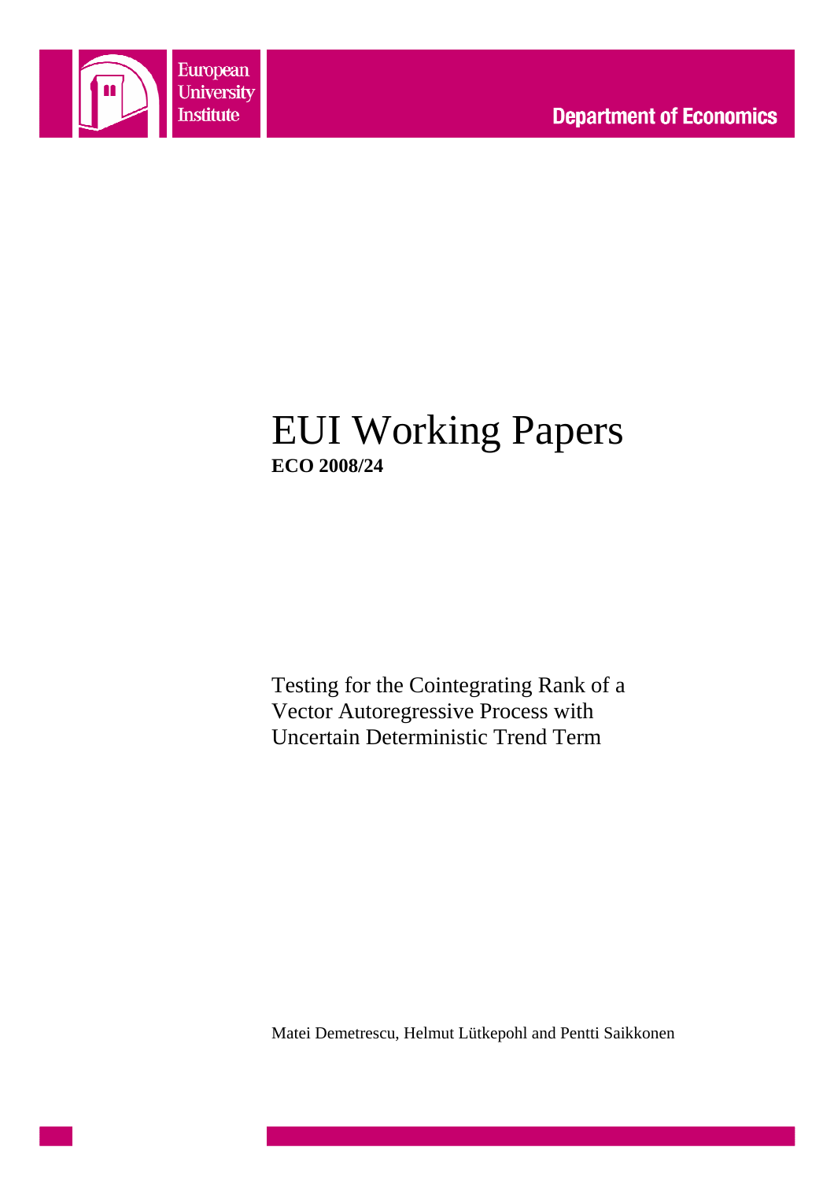European University Institute

Department of Economics

# EUI Working Papers

**ECO 2008/24**

Testing for the Cointegrating Rank of a Vector Autoregressive Process with Uncertain Deterministic Trend Term

Matei Demetrescu, Helmut Lütkepohl and Pentti Saikkonen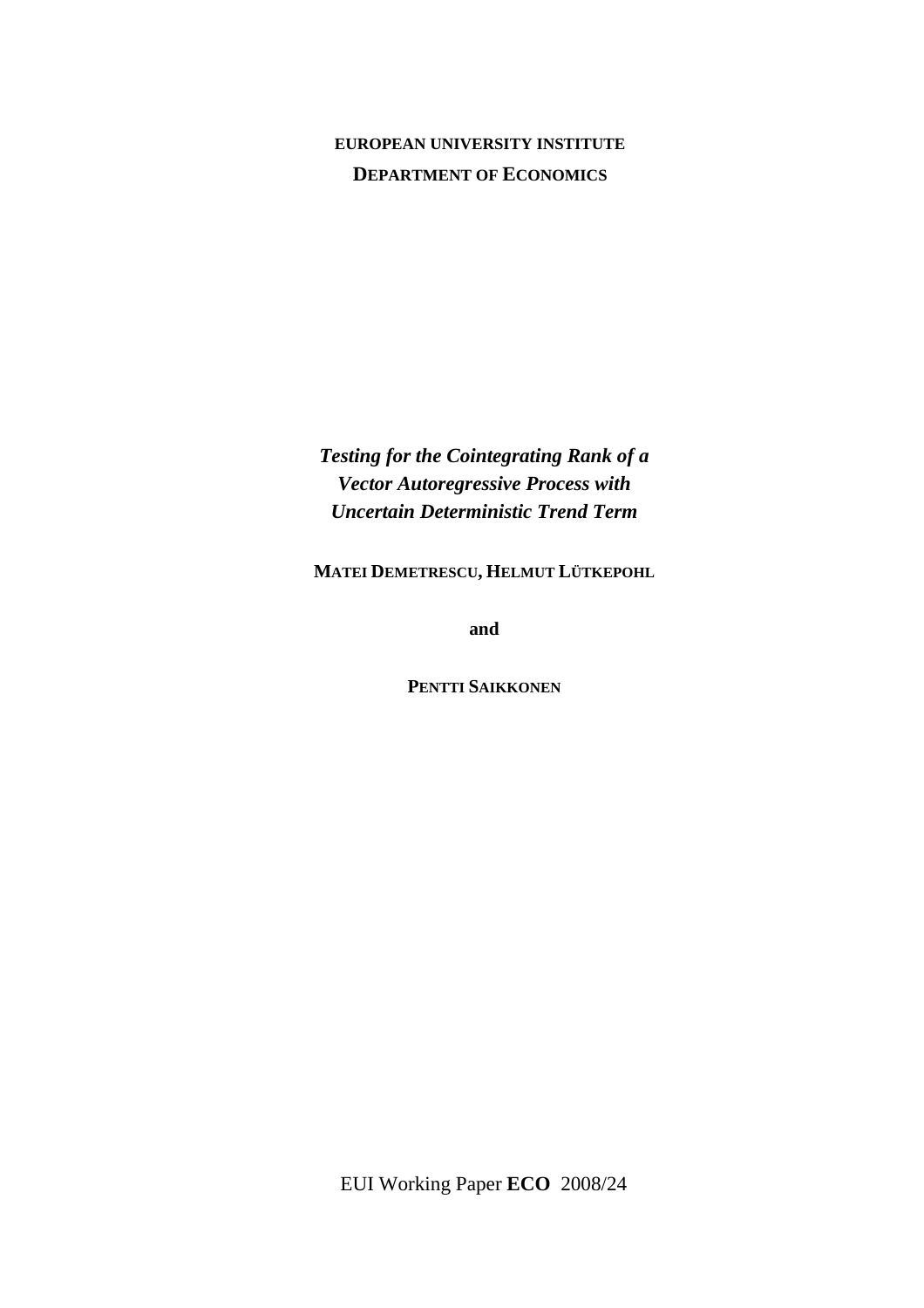**EUROPEAN UNIVERSITY INSTITUTE**

**DEPARTMENT OF ECONOMICS**

***Testing for the Cointegrating Rank of a Vector Autoregressive Process with Uncertain Deterministic Trend Term***

**MATEI DEMETRESCU, HELMUT LÜTKEPOHL**

**and**

**PENTTI SAIKKONEN**

EUI Working Paper **ECO** 2008/24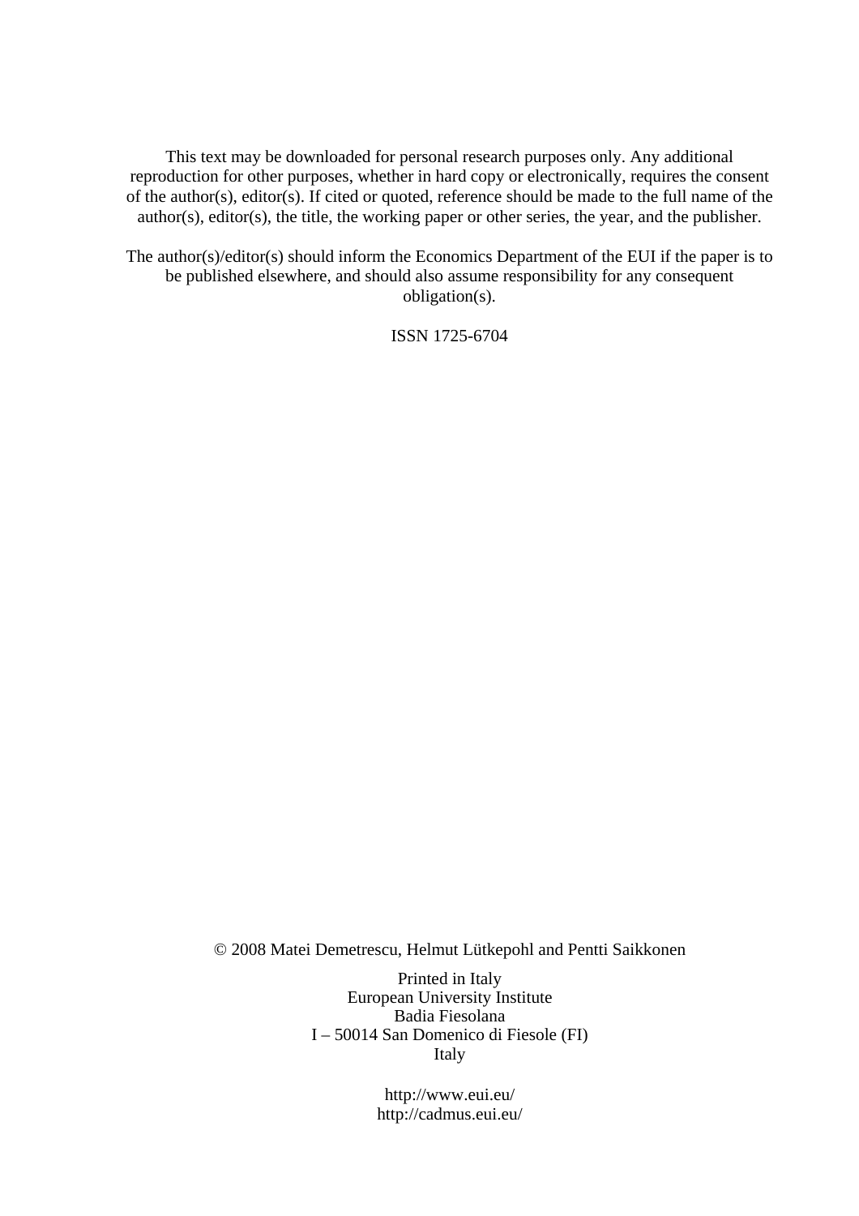This text may be downloaded for personal research purposes only. Any additional reproduction for other purposes, whether in hard copy or electronically, requires the consent of the author(s), editor(s). If cited or quoted, reference should be made to the full name of the author(s), editor(s), the title, the working paper or other series, the year, and the publisher.

The author(s)/editor(s) should inform the Economics Department of the EUI if the paper is to be published elsewhere, and should also assume responsibility for any consequent obligation(s).

ISSN 1725-6704

© 2008 Matei Demetrescu, Helmut Lütkepohl and Pentti Saikkonen

Printed in Italy  
European University Institute  
Badia Fiesolana  
I – 50014 San Domenico di Fiesole (FI)  
Italy

http://www.eui.eu/  
http://cadmus.eui.eu/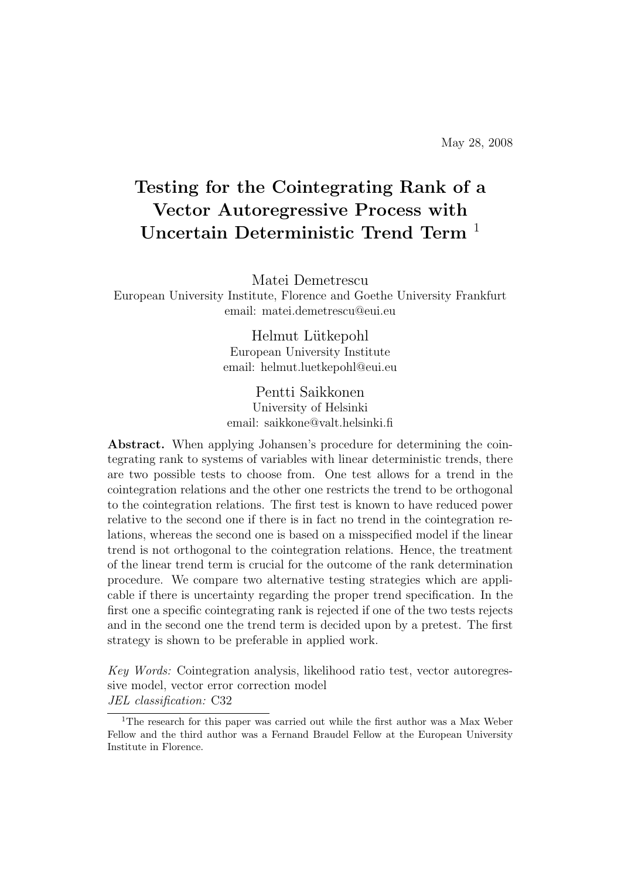May 28, 2008

# Testing for the Cointegrating Rank of a Vector Autoregressive Process with Uncertain Deterministic Trend Term [1]

Matei Demetrescu
European University Institute, Florence and Goethe University Frankfurt
email: matei.demetrescu@eui.eu

Helmut Lütkepohl
European University Institute
email: helmut.luetkepohl@eui.eu

Pentti Saikkonen
University of Helsinki
email: saikkone@valt.helsinki.fi

**Abstract.** When applying Johansen's procedure for determining the cointegrating rank to systems of variables with linear deterministic trends, there are two possible tests to choose from. One test allows for a trend in the cointegration relations and the other one restricts the trend to be orthogonal to the cointegration relations. The first test is known to have reduced power relative to the second one if there is in fact no trend in the cointegration relations, whereas the second one is based on a misspecified model if the linear trend is not orthogonal to the cointegration relations. Hence, the treatment of the linear trend term is crucial for the outcome of the rank determination procedure. We compare two alternative testing strategies which are applicable if there is uncertainty regarding the proper trend specification. In the first one a specific cointegrating rank is rejected if one of the two tests rejects and in the second one the trend term is decided upon by a pretest. The first strategy is shown to be preferable in applied work.

*Key Words:* Cointegration analysis, likelihood ratio test, vector autoregressive model, vector error correction model
*JEL classification:* C32

[1] The research for this paper was carried out while the first author was a Max Weber Fellow and the third author was a Fernand Braudel Fellow at the European University Institute in Florence.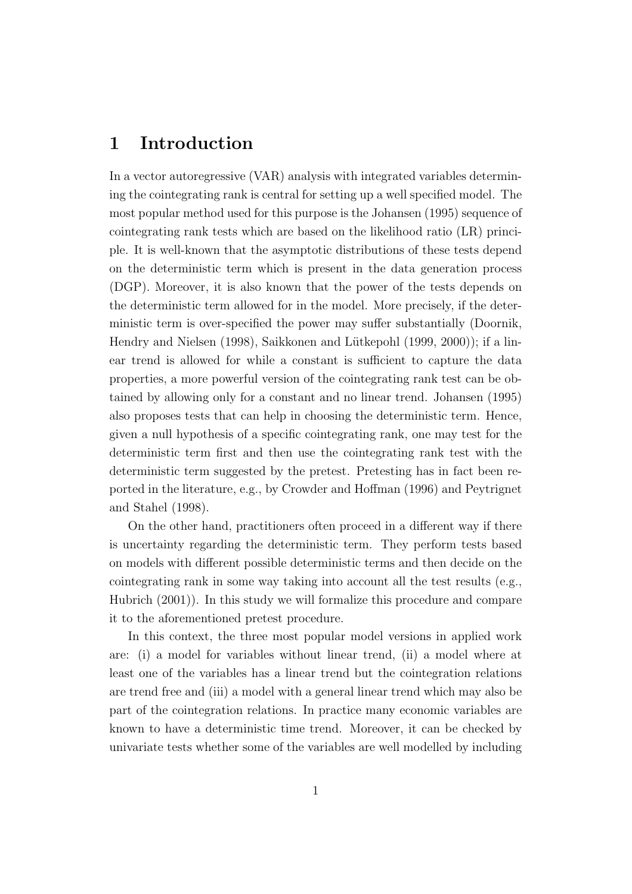# 1 Introduction

In a vector autoregressive (VAR) analysis with integrated variables determining the cointegrating rank is central for setting up a well specified model. The most popular method used for this purpose is the Johansen (1995) sequence of cointegrating rank tests which are based on the likelihood ratio (LR) principle. It is well-known that the asymptotic distributions of these tests depend on the deterministic term which is present in the data generation process (DGP). Moreover, it is also known that the power of the tests depends on the deterministic term allowed for in the model. More precisely, if the deterministic term is over-specified the power may suffer substantially (Doornik, Hendry and Nielsen (1998), Saikkonen and Lütkepohl (1999, 2000)); if a linear trend is allowed for while a constant is sufficient to capture the data properties, a more powerful version of the cointegrating rank test can be obtained by allowing only for a constant and no linear trend. Johansen (1995) also proposes tests that can help in choosing the deterministic term. Hence, given a null hypothesis of a specific cointegrating rank, one may test for the deterministic term first and then use the cointegrating rank test with the deterministic term suggested by the pretest. Pretesting has in fact been reported in the literature, e.g., by Crowder and Hoffman (1996) and Peytrignet and Stahel (1998).

On the other hand, practitioners often proceed in a different way if there is uncertainty regarding the deterministic term. They perform tests based on models with different possible deterministic terms and then decide on the cointegrating rank in some way taking into account all the test results (e.g., Hubrich (2001)). In this study we will formalize this procedure and compare it to the aforementioned pretest procedure.

In this context, the three most popular model versions in applied work are: (i) a model for variables without linear trend, (ii) a model where at least one of the variables has a linear trend but the cointegration relations are trend free and (iii) a model with a general linear trend which may also be part of the cointegration relations. In practice many economic variables are known to have a deterministic time trend. Moreover, it can be checked by univariate tests whether some of the variables are well modelled by including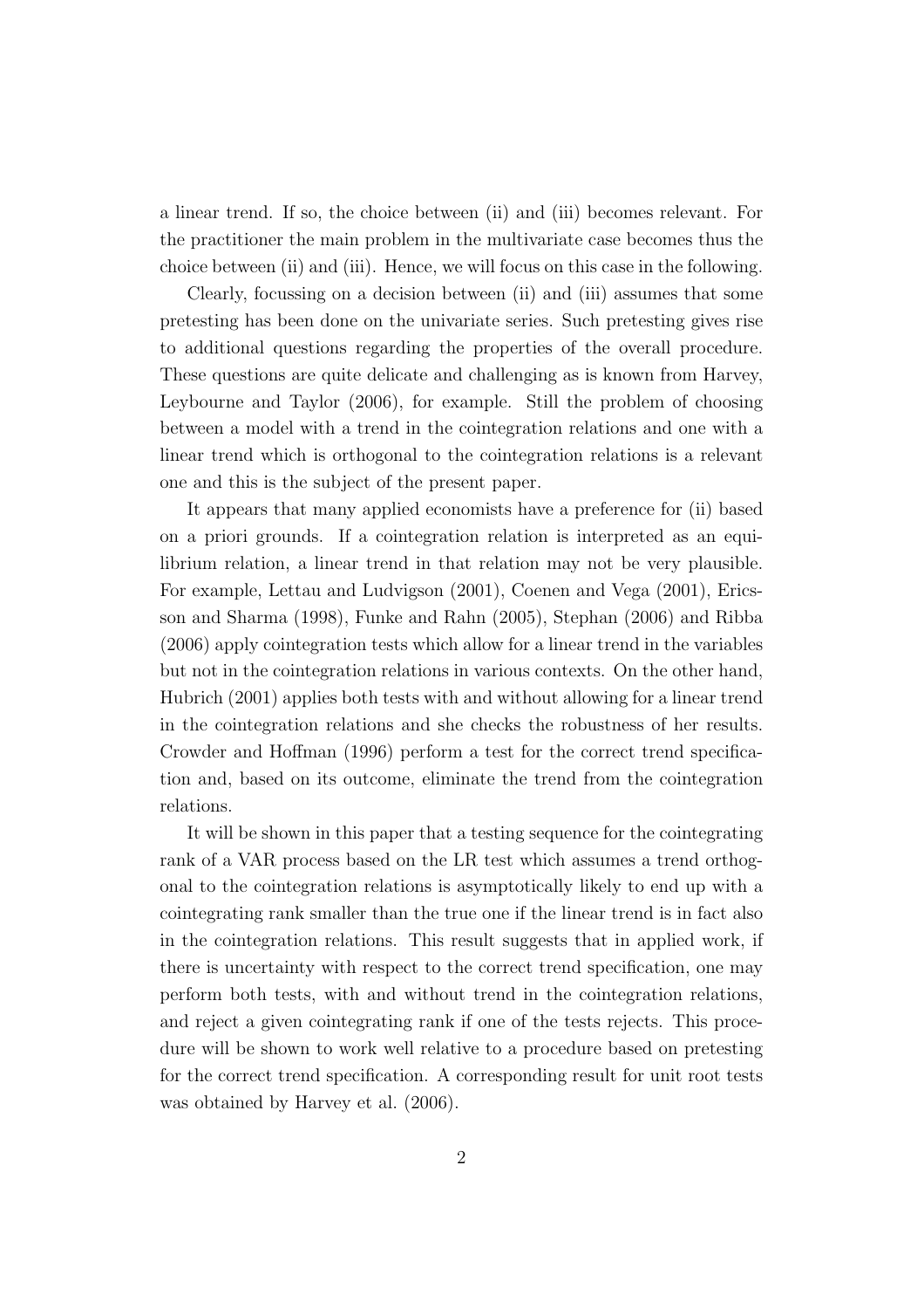a linear trend. If so, the choice between (ii) and (iii) becomes relevant. For the practitioner the main problem in the multivariate case becomes thus the choice between (ii) and (iii). Hence, we will focus on this case in the following.

Clearly, focussing on a decision between (ii) and (iii) assumes that some pretesting has been done on the univariate series. Such pretesting gives rise to additional questions regarding the properties of the overall procedure. These questions are quite delicate and challenging as is known from Harvey, Leybourne and Taylor (2006), for example. Still the problem of choosing between a model with a trend in the cointegration relations and one with a linear trend which is orthogonal to the cointegration relations is a relevant one and this is the subject of the present paper.

It appears that many applied economists have a preference for (ii) based on a priori grounds. If a cointegration relation is interpreted as an equilibrium relation, a linear trend in that relation may not be very plausible. For example, Lettau and Ludvigson (2001), Coenen and Vega (2001), Ericsson and Sharma (1998), Funke and Rahn (2005), Stephan (2006) and Ribba (2006) apply cointegration tests which allow for a linear trend in the variables but not in the cointegration relations in various contexts. On the other hand, Hubrich (2001) applies both tests with and without allowing for a linear trend in the cointegration relations and she checks the robustness of her results. Crowder and Hoffman (1996) perform a test for the correct trend specification and, based on its outcome, eliminate the trend from the cointegration relations.

It will be shown in this paper that a testing sequence for the cointegrating rank of a VAR process based on the LR test which assumes a trend orthogonal to the cointegration relations is asymptotically likely to end up with a cointegrating rank smaller than the true one if the linear trend is in fact also in the cointegration relations. This result suggests that in applied work, if there is uncertainty with respect to the correct trend specification, one may perform both tests, with and without trend in the cointegration relations, and reject a given cointegrating rank if one of the tests rejects. This procedure will be shown to work well relative to a procedure based on pretesting for the correct trend specification. A corresponding result for unit root tests was obtained by Harvey et al. (2006).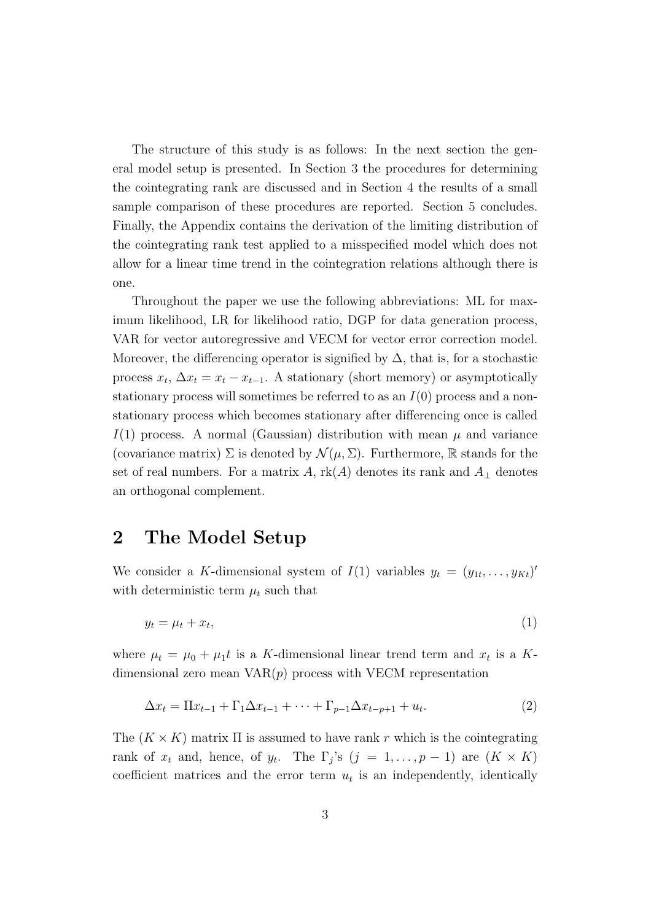The structure of this study is as follows: In the next section the general model setup is presented. In Section 3 the procedures for determining the cointegrating rank are discussed and in Section 4 the results of a small sample comparison of these procedures are reported. Section 5 concludes. Finally, the Appendix contains the derivation of the limiting distribution of the cointegrating rank test applied to a misspecified model which does not allow for a linear time trend in the cointegration relations although there is one.

Throughout the paper we use the following abbreviations: ML for maximum likelihood, LR for likelihood ratio, DGP for data generation process, VAR for vector autoregressive and VECM for vector error correction model. Moreover, the differencing operator is signified by $\Delta$, that is, for a stochastic process $x_t$, $\Delta x_t = x_t - x_{t-1}$. A stationary (short memory) or asymptotically stationary process will sometimes be referred to as an $I(0)$ process and a nonstationary process which becomes stationary after differencing once is called $I(1)$ process. A normal (Gaussian) distribution with mean $\mu$ and variance (covariance matrix) $\Sigma$ is denoted by $\mathcal{N}(\mu, \Sigma)$. Furthermore, $\mathbb{R}$ stands for the set of real numbers. For a matrix $A$, $\mathrm{rk}(A)$ denotes its rank and $A_\perp$ denotes an orthogonal complement.

## 2 The Model Setup

We consider a $K$-dimensional system of $I(1)$ variables $y_t = (y_{1t}, \ldots, y_{Kt})'$ with deterministic term $\mu_t$ such that

$$y_t = \mu_t + x_t, \tag{1}$$

where $\mu_t = \mu_0 + \mu_1 t$ is a $K$-dimensional linear trend term and $x_t$ is a $K$-dimensional zero mean $\mathrm{VAR}(p)$ process with VECM representation

$$\Delta x_t = \Pi x_{t-1} + \Gamma_1 \Delta x_{t-1} + \cdots + \Gamma_{p-1} \Delta x_{t-p+1} + u_t. \tag{2}$$

The $(K \times K)$ matrix $\Pi$ is assumed to have rank $r$ which is the cointegrating rank of $x_t$ and, hence, of $y_t$. The $\Gamma_j$'s $(j = 1, \ldots, p-1)$ are $(K \times K)$ coefficient matrices and the error term $u_t$ is an independently, identically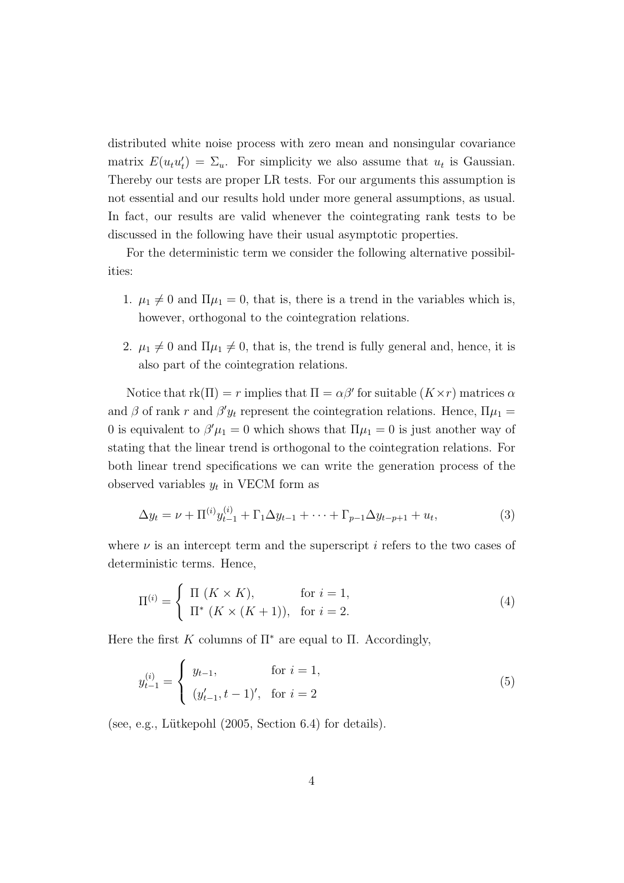distributed white noise process with zero mean and nonsingular covariance matrix $E(u_t u_t') = \Sigma_u$. For simplicity we also assume that $u_t$ is Gaussian. Thereby our tests are proper LR tests. For our arguments this assumption is not essential and our results hold under more general assumptions, as usual. In fact, our results are valid whenever the cointegrating rank tests to be discussed in the following have their usual asymptotic properties.

For the deterministic term we consider the following alternative possibilities:

1. $\mu_1 \neq 0$ and $\Pi\mu_1 = 0$, that is, there is a trend in the variables which is, however, orthogonal to the cointegration relations.
2. $\mu_1 \neq 0$ and $\Pi\mu_1 \neq 0$, that is, the trend is fully general and, hence, it is also part of the cointegration relations.

Notice that $\text{rk}(\Pi) = r$ implies that $\Pi = \alpha\beta'$ for suitable $(K \times r)$ matrices $\alpha$ and $\beta$ of rank $r$ and $\beta' y_t$ represent the cointegration relations. Hence, $\Pi\mu_1 = 0$ is equivalent to $\beta'\mu_1 = 0$ which shows that $\Pi\mu_1 = 0$ is just another way of stating that the linear trend is orthogonal to the cointegration relations. For both linear trend specifications we can write the generation process of the observed variables $y_t$ in VECM form as

$$\Delta y_t = \nu + \Pi^{(i)} y_{t-1}^{(i)} + \Gamma_1 \Delta y_{t-1} + \cdots + \Gamma_{p-1} \Delta y_{t-p+1} + u_t, \tag{3}$$

where $\nu$ is an intercept term and the superscript $i$ refers to the two cases of deterministic terms. Hence,

$$\Pi^{(i)} = \begin{cases} \Pi \ (K \times K), & \text{for } i = 1, \\ \Pi^* \ (K \times (K+1)), & \text{for } i = 2. \end{cases} \tag{4}$$

Here the first $K$ columns of $\Pi^*$ are equal to $\Pi$. Accordingly,

$$y_{t-1}^{(i)} = \begin{cases} y_{t-1}, & \text{for } i = 1, \\ (y_{t-1}', t-1)', & \text{for } i = 2 \end{cases} \tag{5}$$

(see, e.g., Lütkepohl (2005, Section 6.4) for details).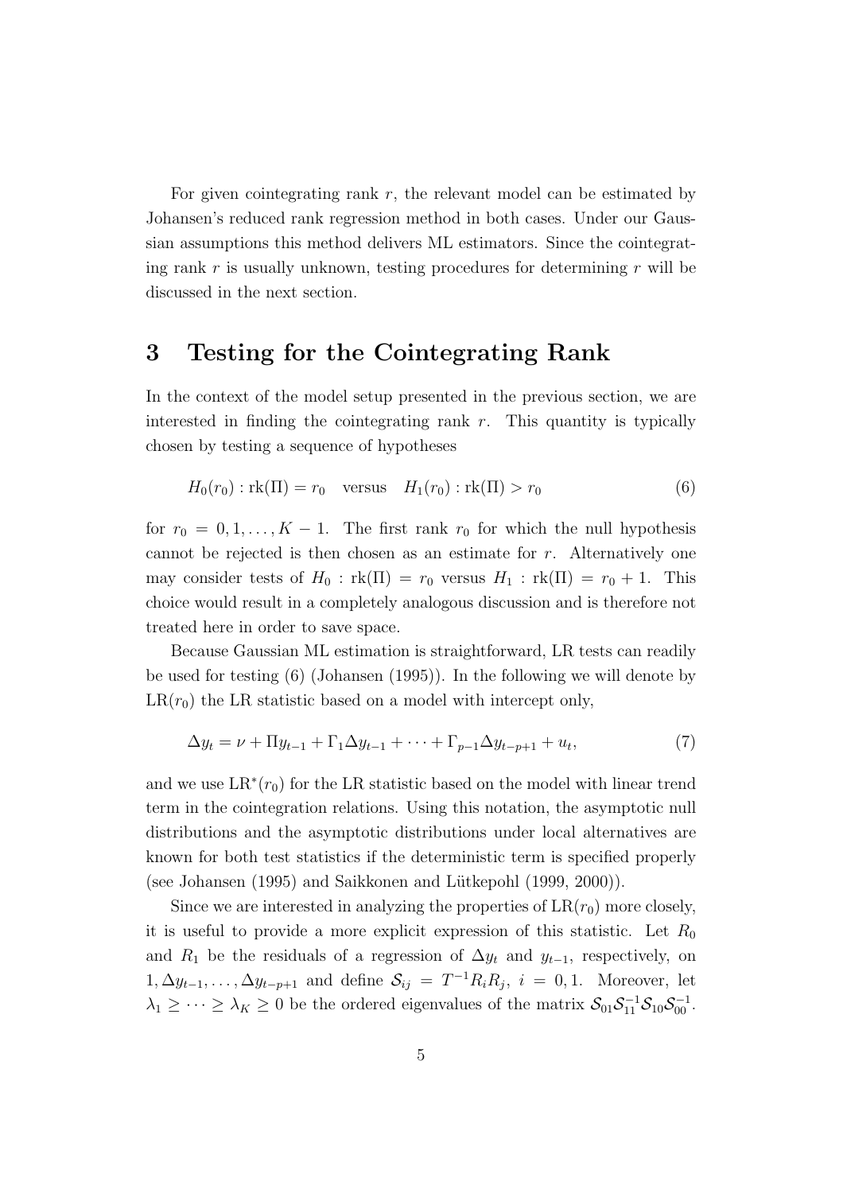For given cointegrating rank $r$, the relevant model can be estimated by Johansen's reduced rank regression method in both cases. Under our Gaussian assumptions this method delivers ML estimators. Since the cointegrating rank $r$ is usually unknown, testing procedures for determining $r$ will be discussed in the next section.

# 3 Testing for the Cointegrating Rank

In the context of the model setup presented in the previous section, we are interested in finding the cointegrating rank $r$. This quantity is typically chosen by testing a sequence of hypotheses

$$H_0(r_0) : \text{rk}(\Pi) = r_0 \quad \text{versus} \quad H_1(r_0) : \text{rk}(\Pi) > r_0 \tag{6}$$

for $r_0 = 0, 1, \dots, K-1$. The first rank $r_0$ for which the null hypothesis cannot be rejected is then chosen as an estimate for $r$. Alternatively one may consider tests of $H_0$ : $\text{rk}(\Pi) = r_0$ versus $H_1$ : $\text{rk}(\Pi) = r_0 + 1$. This choice would result in a completely analogous discussion and is therefore not treated here in order to save space.

Because Gaussian ML estimation is straightforward, LR tests can readily be used for testing (6) (Johansen (1995)). In the following we will denote by $\text{LR}(r_0)$ the LR statistic based on a model with intercept only,

$$\Delta y_t = \nu + \Pi y_{t-1} + \Gamma_1 \Delta y_{t-1} + \dots + \Gamma_{p-1} \Delta y_{t-p+1} + u_t, \tag{7}$$

and we use $\text{LR}^*(r_0)$ for the LR statistic based on the model with linear trend term in the cointegration relations. Using this notation, the asymptotic null distributions and the asymptotic distributions under local alternatives are known for both test statistics if the deterministic term is specified properly (see Johansen (1995) and Saikkonen and Lütkepohl (1999, 2000)).

Since we are interested in analyzing the properties of $\text{LR}(r_0)$ more closely, it is useful to provide a more explicit expression of this statistic. Let $R_0$ and $R_1$ be the residuals of a regression of $\Delta y_t$ and $y_{t-1}$, respectively, on $1, \Delta y_{t-1}, \dots, \Delta y_{t-p+1}$ and define $\mathcal{S}_{ij} = T^{-1} R_i R_j$, $i = 0, 1$. Moreover, let $\lambda_1 \geq \dots \geq \lambda_K \geq 0$ be the ordered eigenvalues of the matrix $\mathcal{S}_{01} \mathcal{S}_{11}^{-1} \mathcal{S}_{10} \mathcal{S}_{00}^{-1}$.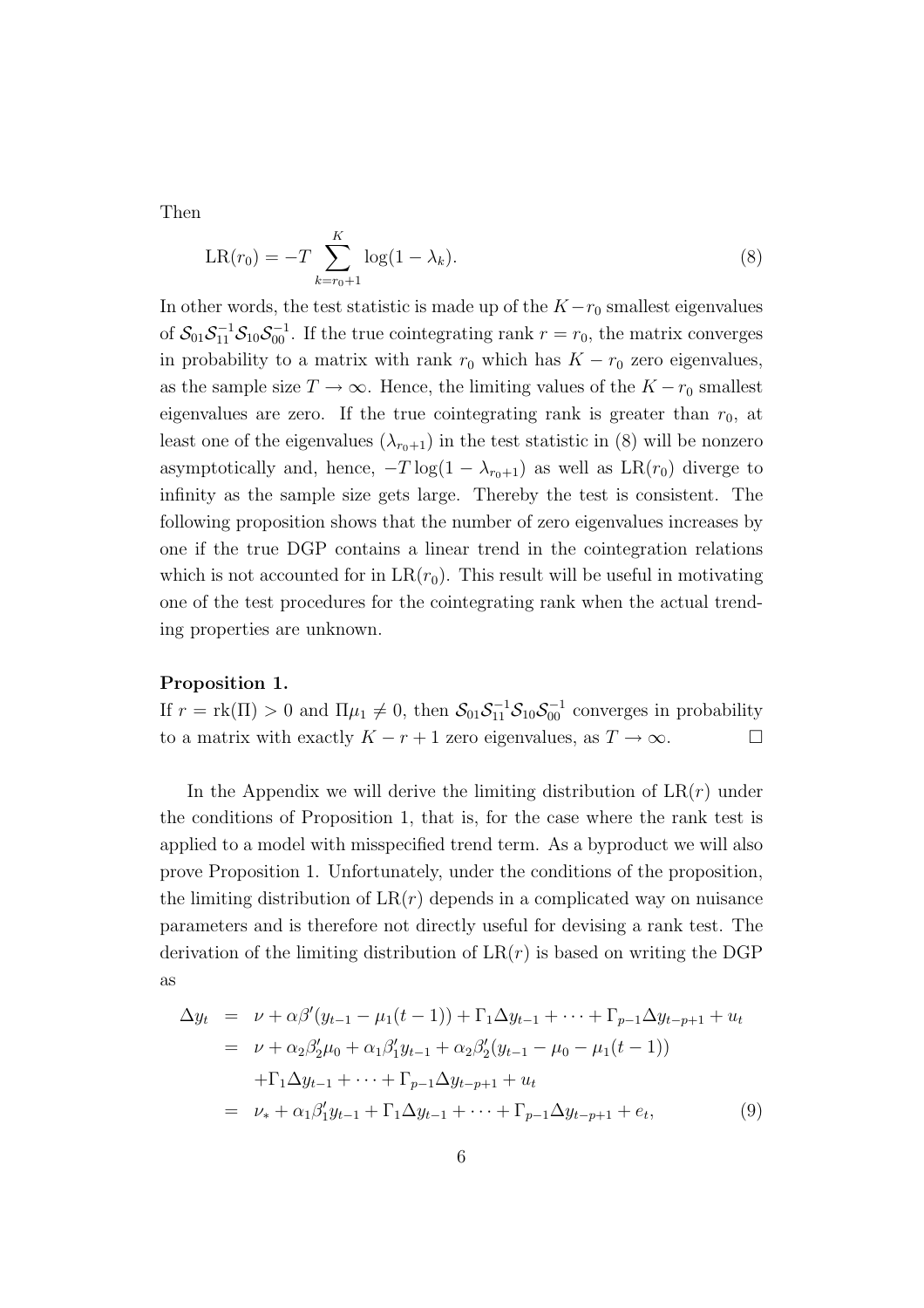Then

$$\mathrm{LR}(r_0) = -T \sum_{k=r_0+1}^{K} \log(1-\lambda_k). \tag{8}$$

In other words, the test statistic is made up of the $K - r_0$ smallest eigenvalues of $\mathcal{S}_{01}\mathcal{S}_{11}^{-1}\mathcal{S}_{10}\mathcal{S}_{00}^{-1}$. If the true cointegrating rank $r = r_0$, the matrix converges in probability to a matrix with rank $r_0$ which has $K - r_0$ zero eigenvalues, as the sample size $T \to \infty$. Hence, the limiting values of the $K - r_0$ smallest eigenvalues are zero. If the true cointegrating rank is greater than $r_0$, at least one of the eigenvalues ($\lambda_{r_0+1}$) in the test statistic in (8) will be nonzero asymptotically and, hence, $-T\log(1-\lambda_{r_0+1})$ as well as $\mathrm{LR}(r_0)$ diverge to infinity as the sample size gets large. Thereby the test is consistent. The following proposition shows that the number of zero eigenvalues increases by one if the true DGP contains a linear trend in the cointegration relations which is not accounted for in $\mathrm{LR}(r_0)$. This result will be useful in motivating one of the test procedures for the cointegrating rank when the actual trending properties are unknown.

**Proposition 1.**
If $r = \mathrm{rk}(\Pi) > 0$ and $\Pi\mu_1 \neq 0$, then $\mathcal{S}_{01}\mathcal{S}_{11}^{-1}\mathcal{S}_{10}\mathcal{S}_{00}^{-1}$ converges in probability to a matrix with exactly $K - r + 1$ zero eigenvalues, as $T \to \infty$. $\square$

In the Appendix we will derive the limiting distribution of $\mathrm{LR}(r)$ under the conditions of Proposition 1, that is, for the case where the rank test is applied to a model with misspecified trend term. As a byproduct we will also prove Proposition 1. Unfortunately, under the conditions of the proposition, the limiting distribution of $\mathrm{LR}(r)$ depends in a complicated way on nuisance parameters and is therefore not directly useful for devising a rank test. The derivation of the limiting distribution of $\mathrm{LR}(r)$ is based on writing the DGP as

$$\begin{aligned}
\Delta y_t &= \nu + \alpha\beta'(y_{t-1} - \mu_1(t-1)) + \Gamma_1\Delta y_{t-1} + \cdots + \Gamma_{p-1}\Delta y_{t-p+1} + u_t \\
&= \nu + \alpha_2\beta_2'\mu_0 + \alpha_1\beta_1' y_{t-1} + \alpha_2\beta_2'(y_{t-1} - \mu_0 - \mu_1(t-1)) \\
&\quad + \Gamma_1\Delta y_{t-1} + \cdots + \Gamma_{p-1}\Delta y_{t-p+1} + u_t \\
&= \nu_* + \alpha_1\beta_1' y_{t-1} + \Gamma_1\Delta y_{t-1} + \cdots + \Gamma_{p-1}\Delta y_{t-p+1} + e_t,
\end{aligned} \tag{9}$$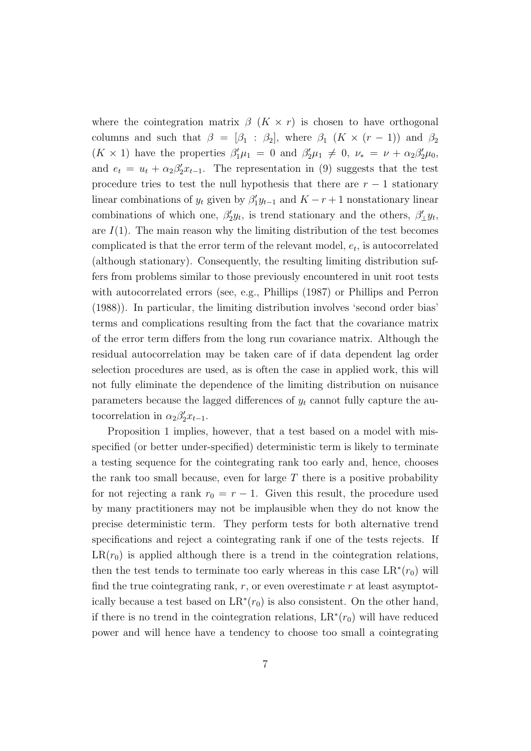where the cointegration matrix $\beta$ $(K \times r)$ is chosen to have orthogonal columns and such that $\beta = [\beta_1 : \beta_2]$, where $\beta_1$ $(K \times (r-1))$ and $\beta_2$ $(K \times 1)$ have the properties $\beta_1'\mu_1 = 0$ and $\beta_2'\mu_1 \neq 0$, $\nu_* = \nu + \alpha_2\beta_2'\mu_0$, and $e_t = u_t + \alpha_2\beta_2' x_{t-1}$. The representation in (9) suggests that the test procedure tries to test the null hypothesis that there are $r-1$ stationary linear combinations of $y_t$ given by $\beta_1' y_{t-1}$ and $K-r+1$ nonstationary linear combinations of which one, $\beta_2' y_t$, is trend stationary and the others, $\beta_\perp' y_t$, are $I(1)$. The main reason why the limiting distribution of the test becomes complicated is that the error term of the relevant model, $e_t$, is autocorrelated (although stationary). Consequently, the resulting limiting distribution suffers from problems similar to those previously encountered in unit root tests with autocorrelated errors (see, e.g., Phillips (1987) or Phillips and Perron (1988)). In particular, the limiting distribution involves 'second order bias' terms and complications resulting from the fact that the covariance matrix of the error term differs from the long run covariance matrix. Although the residual autocorrelation may be taken care of if data dependent lag order selection procedures are used, as is often the case in applied work, this will not fully eliminate the dependence of the limiting distribution on nuisance parameters because the lagged differences of $y_t$ cannot fully capture the autocorrelation in $\alpha_2\beta_2' x_{t-1}$.

Proposition 1 implies, however, that a test based on a model with misspecified (or better under-specified) deterministic term is likely to terminate a testing sequence for the cointegrating rank too early and, hence, chooses the rank too small because, even for large $T$ there is a positive probability for not rejecting a rank $r_0 = r - 1$. Given this result, the procedure used by many practitioners may not be implausible when they do not know the precise deterministic term. They perform tests for both alternative trend specifications and reject a cointegrating rank if one of the tests rejects. If $\mathrm{LR}(r_0)$ is applied although there is a trend in the cointegration relations, then the test tends to terminate too early whereas in this case $\mathrm{LR}^*(r_0)$ will find the true cointegrating rank, $r$, or even overestimate $r$ at least asymptotically because a test based on $\mathrm{LR}^*(r_0)$ is also consistent. On the other hand, if there is no trend in the cointegration relations, $\mathrm{LR}^*(r_0)$ will have reduced power and will hence have a tendency to choose too small a cointegrating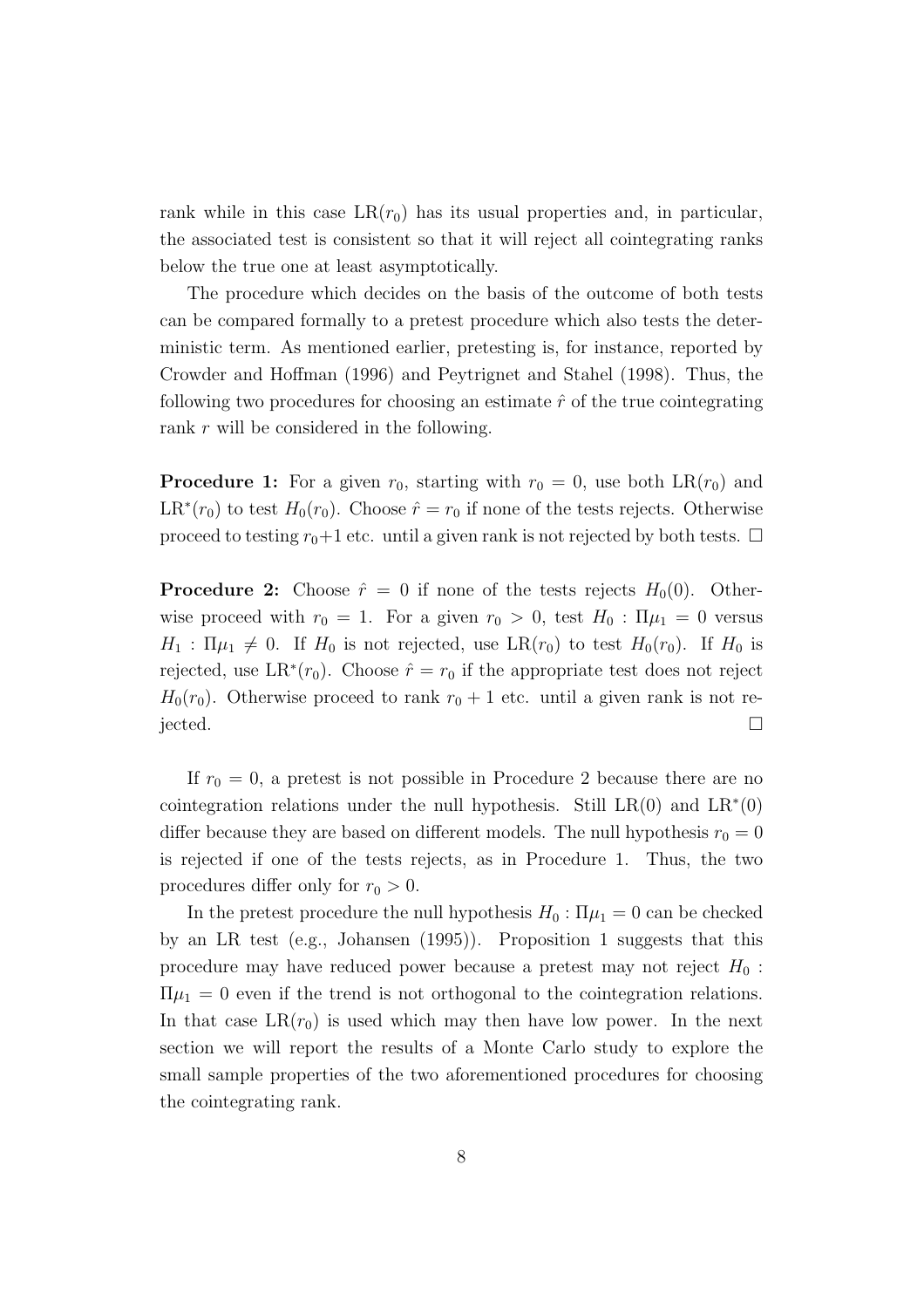rank while in this case $\mathrm{LR}(r_0)$ has its usual properties and, in particular, the associated test is consistent so that it will reject all cointegrating ranks below the true one at least asymptotically.

The procedure which decides on the basis of the outcome of both tests can be compared formally to a pretest procedure which also tests the deterministic term. As mentioned earlier, pretesting is, for instance, reported by Crowder and Hoffman (1996) and Peytrignet and Stahel (1998). Thus, the following two procedures for choosing an estimate $\hat{r}$ of the true cointegrating rank $r$ will be considered in the following.

**Procedure 1:** For a given $r_0$, starting with $r_0 = 0$, use both $\mathrm{LR}(r_0)$ and $\mathrm{LR}^*(r_0)$ to test $H_0(r_0)$. Choose $\hat{r} = r_0$ if none of the tests rejects. Otherwise proceed to testing $r_0+1$ etc. until a given rank is not rejected by both tests. $\square$

**Procedure 2:** Choose $\hat{r} = 0$ if none of the tests rejects $H_0(0)$. Otherwise proceed with $r_0 = 1$. For a given $r_0 > 0$, test $H_0 : \Pi\mu_1 = 0$ versus $H_1 : \Pi\mu_1 \neq 0$. If $H_0$ is not rejected, use $\mathrm{LR}(r_0)$ to test $H_0(r_0)$. If $H_0$ is rejected, use $\mathrm{LR}^*(r_0)$. Choose $\hat{r} = r_0$ if the appropriate test does not reject $H_0(r_0)$. Otherwise proceed to rank $r_0 + 1$ etc. until a given rank is not rejected. $\square$

If $r_0 = 0$, a pretest is not possible in Procedure 2 because there are no cointegration relations under the null hypothesis. Still $\mathrm{LR}(0)$ and $\mathrm{LR}^*(0)$ differ because they are based on different models. The null hypothesis $r_0 = 0$ is rejected if one of the tests rejects, as in Procedure 1. Thus, the two procedures differ only for $r_0 > 0$.

In the pretest procedure the null hypothesis $H_0 : \Pi\mu_1 = 0$ can be checked by an LR test (e.g., Johansen (1995)). Proposition 1 suggests that this procedure may have reduced power because a pretest may not reject $H_0 : \Pi\mu_1 = 0$ even if the trend is not orthogonal to the cointegration relations. In that case $\mathrm{LR}(r_0)$ is used which may then have low power. In the next section we will report the results of a Monte Carlo study to explore the small sample properties of the two aforementioned procedures for choosing the cointegrating rank.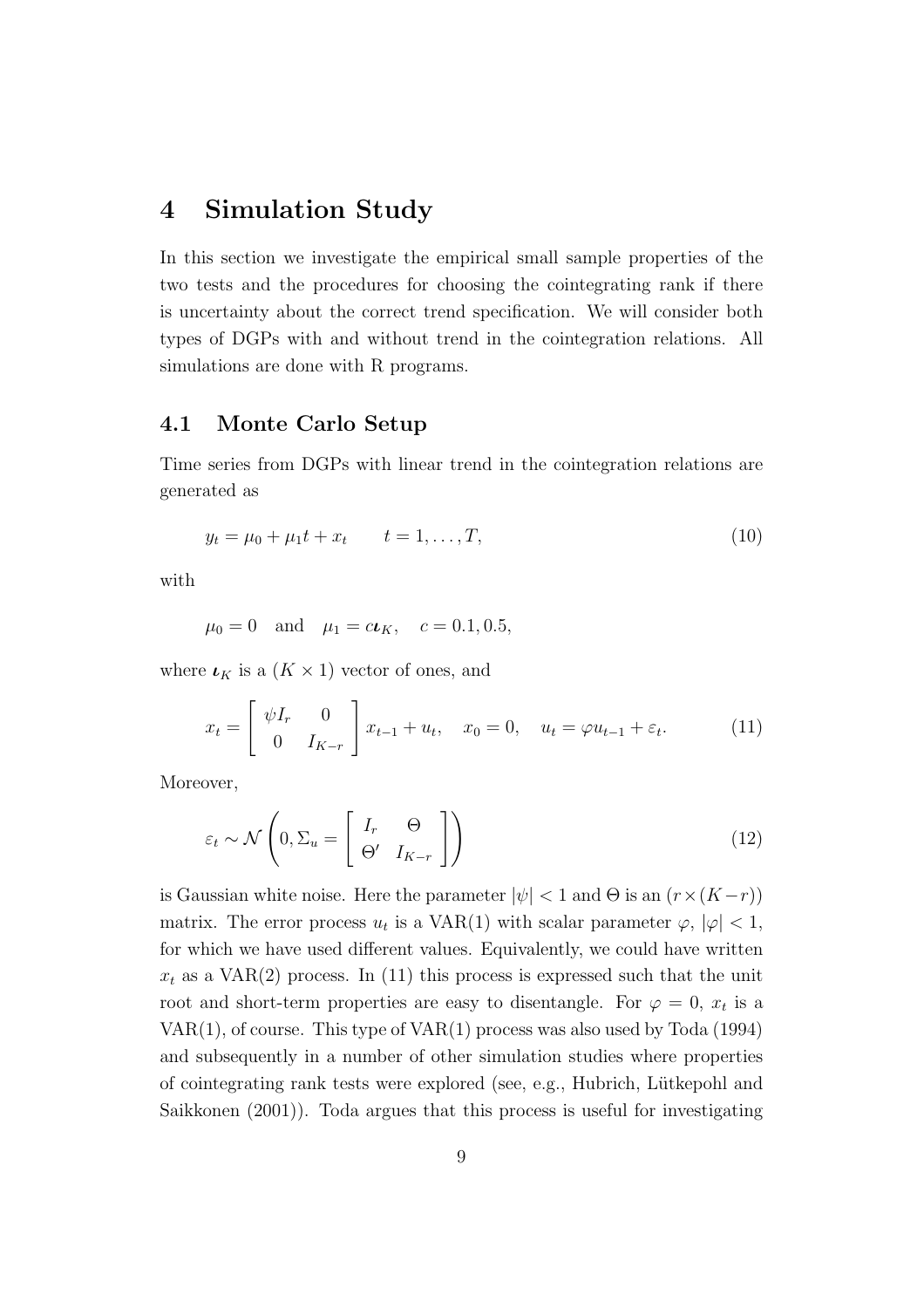# 4 Simulation Study

In this section we investigate the empirical small sample properties of the two tests and the procedures for choosing the cointegrating rank if there is uncertainty about the correct trend specification. We will consider both types of DGPs with and without trend in the cointegration relations. All simulations are done with R programs.

## 4.1 Monte Carlo Setup

Time series from DGPs with linear trend in the cointegration relations are generated as

$$y_t = \mu_0 + \mu_1 t + x_t \qquad t = 1, \ldots, T, \tag{10}$$

with

$$\mu_0 = 0 \quad \text{and} \quad \mu_1 = c\boldsymbol{\iota}_K, \quad c = 0.1, 0.5,$$

where $\boldsymbol{\iota}_K$ is a $(K \times 1)$ vector of ones, and

$$x_t = \begin{bmatrix} \psi I_r & 0 \\ 0 & I_{K-r} \end{bmatrix} x_{t-1} + u_t, \quad x_0 = 0, \quad u_t = \varphi u_{t-1} + \varepsilon_t. \tag{11}$$

Moreover,

$$\varepsilon_t \sim \mathcal{N}\left(0, \Sigma_u = \begin{bmatrix} I_r & \Theta \\ \Theta' & I_{K-r} \end{bmatrix}\right) \tag{12}$$

is Gaussian white noise. Here the parameter $|\psi| < 1$ and $\Theta$ is an $(r \times (K-r))$ matrix. The error process $u_t$ is a VAR(1) with scalar parameter $\varphi$, $|\varphi| < 1$, for which we have used different values. Equivalently, we could have written $x_t$ as a VAR(2) process. In (11) this process is expressed such that the unit root and short-term properties are easy to disentangle. For $\varphi = 0$, $x_t$ is a VAR(1), of course. This type of VAR(1) process was also used by Toda (1994) and subsequently in a number of other simulation studies where properties of cointegrating rank tests were explored (see, e.g., Hubrich, Lütkepohl and Saikkonen (2001)). Toda argues that this process is useful for investigating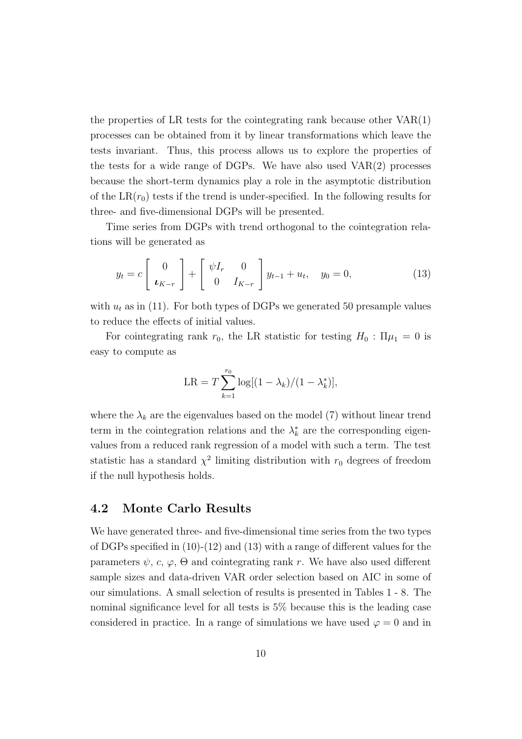the properties of LR tests for the cointegrating rank because other VAR(1) processes can be obtained from it by linear transformations which leave the tests invariant. Thus, this process allows us to explore the properties of the tests for a wide range of DGPs. We have also used VAR(2) processes because the short-term dynamics play a role in the asymptotic distribution of the $\mathrm{LR}(r_0)$ tests if the trend is under-specified. In the following results for three- and five-dimensional DGPs will be presented.

Time series from DGPs with trend orthogonal to the cointegration relations will be generated as

$$y_t = c \begin{bmatrix} 0 \\ \boldsymbol{\iota}_{K-r} \end{bmatrix} + \begin{bmatrix} \psi I_r & 0 \\ 0 & I_{K-r} \end{bmatrix} y_{t-1} + u_t, \quad y_0 = 0, \tag{13}$$

with $u_t$ as in (11). For both types of DGPs we generated 50 presample values to reduce the effects of initial values.

For cointegrating rank $r_0$, the LR statistic for testing $H_0 : \Pi\mu_1 = 0$ is easy to compute as

$$\mathrm{LR} = T \sum_{k=1}^{r_0} \log[(1 - \lambda_k)/(1 - \lambda_k^*)],$$

where the $\lambda_k$ are the eigenvalues based on the model (7) without linear trend term in the cointegration relations and the $\lambda_k^*$ are the corresponding eigenvalues from a reduced rank regression of a model with such a term. The test statistic has a standard $\chi^2$ limiting distribution with $r_0$ degrees of freedom if the null hypothesis holds.

## 4.2 Monte Carlo Results

We have generated three- and five-dimensional time series from the two types of DGPs specified in (10)-(12) and (13) with a range of different values for the parameters $\psi$, $c$, $\varphi$, $\Theta$ and cointegrating rank $r$. We have also used different sample sizes and data-driven VAR order selection based on AIC in some of our simulations. A small selection of results is presented in Tables 1 - 8. The nominal significance level for all tests is 5% because this is the leading case considered in practice. In a range of simulations we have used $\varphi = 0$ and in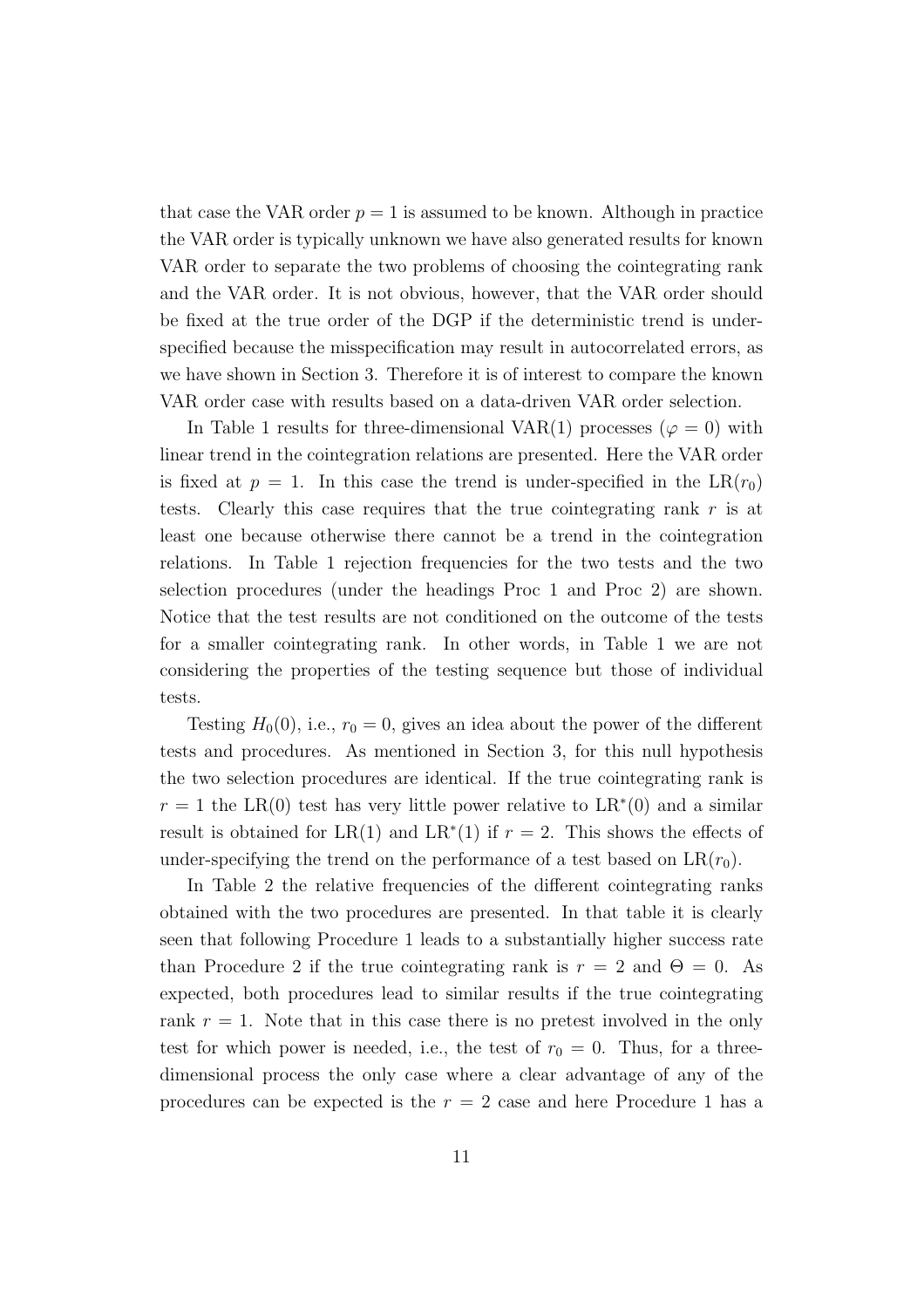that case the VAR order $p = 1$ is assumed to be known. Although in practice the VAR order is typically unknown we have also generated results for known VAR order to separate the two problems of choosing the cointegrating rank and the VAR order. It is not obvious, however, that the VAR order should be fixed at the true order of the DGP if the deterministic trend is under-specified because the misspecification may result in autocorrelated errors, as we have shown in Section 3. Therefore it is of interest to compare the known VAR order case with results based on a data-driven VAR order selection.

In Table 1 results for three-dimensional VAR(1) processes ($\varphi = 0$) with linear trend in the cointegration relations are presented. Here the VAR order is fixed at $p = 1$. In this case the trend is under-specified in the $\mathrm{LR}(r_0)$ tests. Clearly this case requires that the true cointegrating rank $r$ is at least one because otherwise there cannot be a trend in the cointegration relations. In Table 1 rejection frequencies for the two tests and the two selection procedures (under the headings Proc 1 and Proc 2) are shown. Notice that the test results are not conditioned on the outcome of the tests for a smaller cointegrating rank. In other words, in Table 1 we are not considering the properties of the testing sequence but those of individual tests.

Testing $H_0(0)$, i.e., $r_0 = 0$, gives an idea about the power of the different tests and procedures. As mentioned in Section 3, for this null hypothesis the two selection procedures are identical. If the true cointegrating rank is $r = 1$ the $\mathrm{LR}(0)$ test has very little power relative to $\mathrm{LR}^*(0)$ and a similar result is obtained for $\mathrm{LR}(1)$ and $\mathrm{LR}^*(1)$ if $r = 2$. This shows the effects of under-specifying the trend on the performance of a test based on $\mathrm{LR}(r_0)$.

In Table 2 the relative frequencies of the different cointegrating ranks obtained with the two procedures are presented. In that table it is clearly seen that following Procedure 1 leads to a substantially higher success rate than Procedure 2 if the true cointegrating rank is $r = 2$ and $\Theta = 0$. As expected, both procedures lead to similar results if the true cointegrating rank $r = 1$. Note that in this case there is no pretest involved in the only test for which power is needed, i.e., the test of $r_0 = 0$. Thus, for a three-dimensional process the only case where a clear advantage of any of the procedures can be expected is the $r = 2$ case and here Procedure 1 has a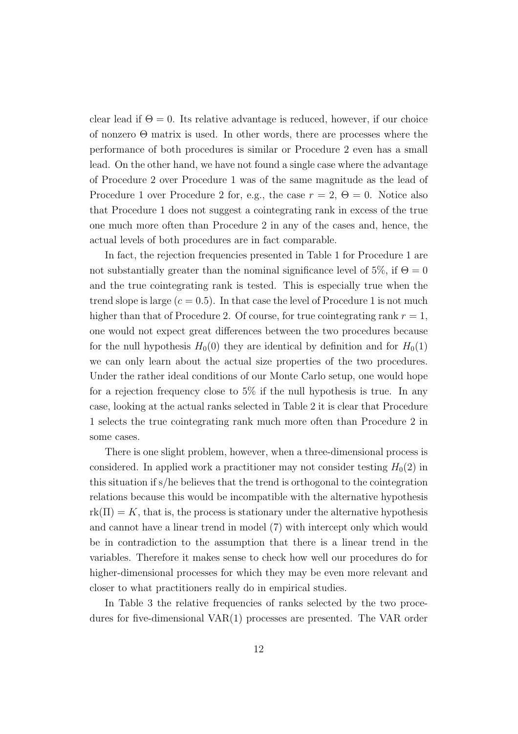clear lead if $\Theta = 0$. Its relative advantage is reduced, however, if our choice of nonzero $\Theta$ matrix is used. In other words, there are processes where the performance of both procedures is similar or Procedure 2 even has a small lead. On the other hand, we have not found a single case where the advantage of Procedure 2 over Procedure 1 was of the same magnitude as the lead of Procedure 1 over Procedure 2 for, e.g., the case $r = 2$, $\Theta = 0$. Notice also that Procedure 1 does not suggest a cointegrating rank in excess of the true one much more often than Procedure 2 in any of the cases and, hence, the actual levels of both procedures are in fact comparable.

In fact, the rejection frequencies presented in Table 1 for Procedure 1 are not substantially greater than the nominal significance level of 5%, if $\Theta = 0$ and the true cointegrating rank is tested. This is especially true when the trend slope is large ($c = 0.5$). In that case the level of Procedure 1 is not much higher than that of Procedure 2. Of course, for true cointegrating rank $r = 1$, one would not expect great differences between the two procedures because for the null hypothesis $H_0(0)$ they are identical by definition and for $H_0(1)$ we can only learn about the actual size properties of the two procedures. Under the rather ideal conditions of our Monte Carlo setup, one would hope for a rejection frequency close to 5% if the null hypothesis is true. In any case, looking at the actual ranks selected in Table 2 it is clear that Procedure 1 selects the true cointegrating rank much more often than Procedure 2 in some cases.

There is one slight problem, however, when a three-dimensional process is considered. In applied work a practitioner may not consider testing $H_0(2)$ in this situation if s/he believes that the trend is orthogonal to the cointegration relations because this would be incompatible with the alternative hypothesis $\text{rk}(\Pi) = K$, that is, the process is stationary under the alternative hypothesis and cannot have a linear trend in model (7) with intercept only which would be in contradiction to the assumption that there is a linear trend in the variables. Therefore it makes sense to check how well our procedures do for higher-dimensional processes for which they may be even more relevant and closer to what practitioners really do in empirical studies.

In Table 3 the relative frequencies of ranks selected by the two procedures for five-dimensional VAR(1) processes are presented. The VAR order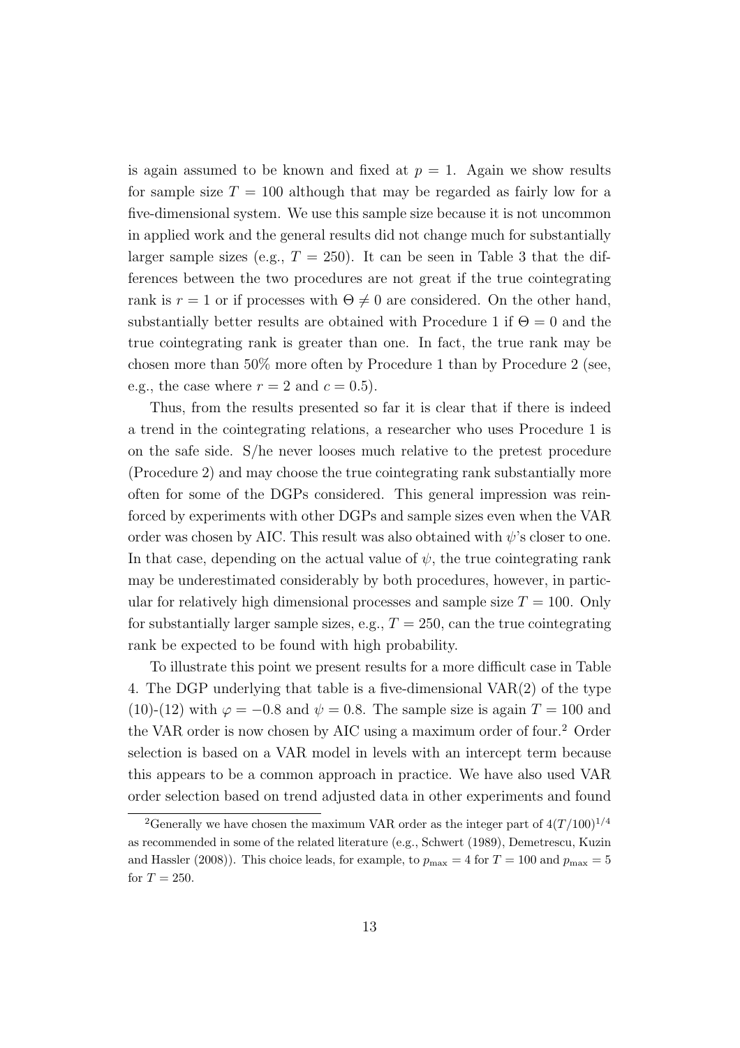is again assumed to be known and fixed at $p = 1$. Again we show results for sample size $T = 100$ although that may be regarded as fairly low for a five-dimensional system. We use this sample size because it is not uncommon in applied work and the general results did not change much for substantially larger sample sizes (e.g., $T = 250$). It can be seen in Table 3 that the differences between the two procedures are not great if the true cointegrating rank is $r = 1$ or if processes with $\Theta \neq 0$ are considered. On the other hand, substantially better results are obtained with Procedure 1 if $\Theta = 0$ and the true cointegrating rank is greater than one. In fact, the true rank may be chosen more than 50% more often by Procedure 1 than by Procedure 2 (see, e.g., the case where $r = 2$ and $c = 0.5$).

Thus, from the results presented so far it is clear that if there is indeed a trend in the cointegrating relations, a researcher who uses Procedure 1 is on the safe side. S/he never looses much relative to the pretest procedure (Procedure 2) and may choose the true cointegrating rank substantially more often for some of the DGPs considered. This general impression was reinforced by experiments with other DGPs and sample sizes even when the VAR order was chosen by AIC. This result was also obtained with $\psi$'s closer to one. In that case, depending on the actual value of $\psi$, the true cointegrating rank may be underestimated considerably by both procedures, however, in particular for relatively high dimensional processes and sample size $T = 100$. Only for substantially larger sample sizes, e.g., $T = 250$, can the true cointegrating rank be expected to be found with high probability.

To illustrate this point we present results for a more difficult case in Table 4. The DGP underlying that table is a five-dimensional VAR(2) of the type (10)-(12) with $\varphi = -0.8$ and $\psi = 0.8$. The sample size is again $T = 100$ and the VAR order is now chosen by AIC using a maximum order of four.[2] Order selection is based on a VAR model in levels with an intercept term because this appears to be a common approach in practice. We have also used VAR order selection based on trend adjusted data in other experiments and found

[2]Generally we have chosen the maximum VAR order as the integer part of $4(T/100)^{1/4}$ as recommended in some of the related literature (e.g., Schwert (1989), Demetrescu, Kuzin and Hassler (2008)). This choice leads, for example, to $p_{\max} = 4$ for $T = 100$ and $p_{\max} = 5$ for $T = 250$.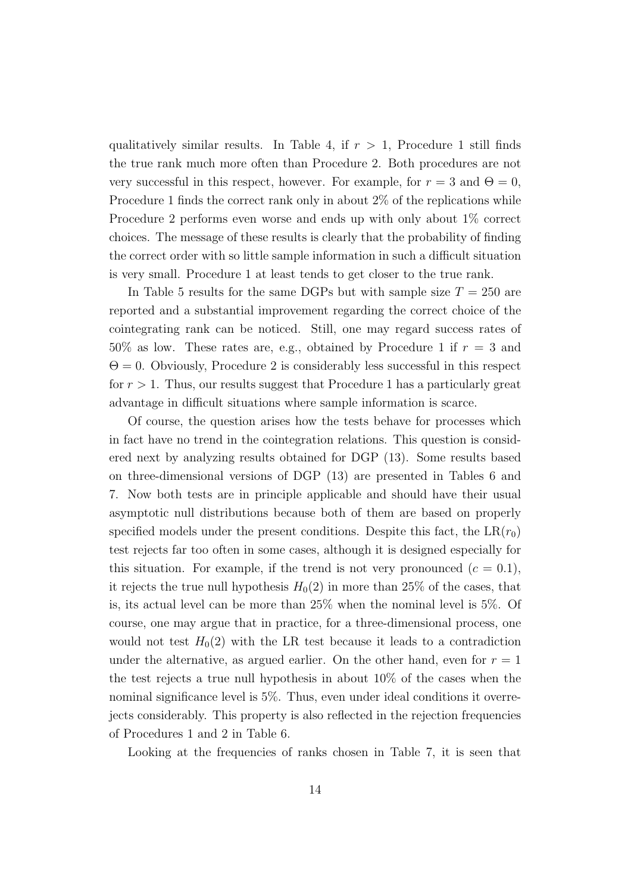qualitatively similar results. In Table 4, if $r > 1$, Procedure 1 still finds the true rank much more often than Procedure 2. Both procedures are not very successful in this respect, however. For example, for $r = 3$ and $\Theta = 0$, Procedure 1 finds the correct rank only in about 2% of the replications while Procedure 2 performs even worse and ends up with only about 1% correct choices. The message of these results is clearly that the probability of finding the correct order with so little sample information in such a difficult situation is very small. Procedure 1 at least tends to get closer to the true rank.

In Table 5 results for the same DGPs but with sample size $T = 250$ are reported and a substantial improvement regarding the correct choice of the cointegrating rank can be noticed. Still, one may regard success rates of 50% as low. These rates are, e.g., obtained by Procedure 1 if $r = 3$ and $\Theta = 0$. Obviously, Procedure 2 is considerably less successful in this respect for $r > 1$. Thus, our results suggest that Procedure 1 has a particularly great advantage in difficult situations where sample information is scarce.

Of course, the question arises how the tests behave for processes which in fact have no trend in the cointegration relations. This question is considered next by analyzing results obtained for DGP (13). Some results based on three-dimensional versions of DGP (13) are presented in Tables 6 and 7. Now both tests are in principle applicable and should have their usual asymptotic null distributions because both of them are based on properly specified models under the present conditions. Despite this fact, the $\mathrm{LR}(r_0)$ test rejects far too often in some cases, although it is designed especially for this situation. For example, if the trend is not very pronounced ($c = 0.1$), it rejects the true null hypothesis $H_0(2)$ in more than 25% of the cases, that is, its actual level can be more than 25% when the nominal level is 5%. Of course, one may argue that in practice, for a three-dimensional process, one would not test $H_0(2)$ with the LR test because it leads to a contradiction under the alternative, as argued earlier. On the other hand, even for $r = 1$ the test rejects a true null hypothesis in about 10% of the cases when the nominal significance level is 5%. Thus, even under ideal conditions it overrejects considerably. This property is also reflected in the rejection frequencies of Procedures 1 and 2 in Table 6.

Looking at the frequencies of ranks chosen in Table 7, it is seen that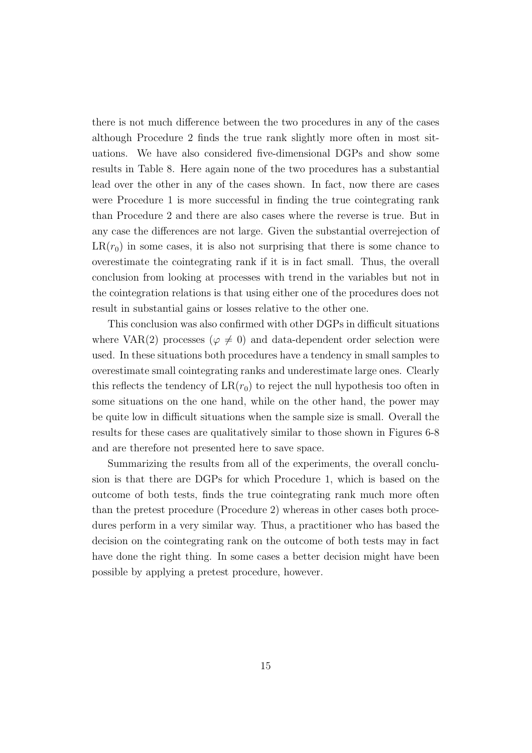there is not much difference between the two procedures in any of the cases although Procedure 2 finds the true rank slightly more often in most situations. We have also considered five-dimensional DGPs and show some results in Table 8. Here again none of the two procedures has a substantial lead over the other in any of the cases shown. In fact, now there are cases were Procedure 1 is more successful in finding the true cointegrating rank than Procedure 2 and there are also cases where the reverse is true. But in any case the differences are not large. Given the substantial overrejection of $\mathrm{LR}(r_0)$ in some cases, it is also not surprising that there is some chance to overestimate the cointegrating rank if it is in fact small. Thus, the overall conclusion from looking at processes with trend in the variables but not in the cointegration relations is that using either one of the procedures does not result in substantial gains or losses relative to the other one.

This conclusion was also confirmed with other DGPs in difficult situations where VAR(2) processes ($\varphi \neq 0$) and data-dependent order selection were used. In these situations both procedures have a tendency in small samples to overestimate small cointegrating ranks and underestimate large ones. Clearly this reflects the tendency of $\mathrm{LR}(r_0)$ to reject the null hypothesis too often in some situations on the one hand, while on the other hand, the power may be quite low in difficult situations when the sample size is small. Overall the results for these cases are qualitatively similar to those shown in Figures 6-8 and are therefore not presented here to save space.

Summarizing the results from all of the experiments, the overall conclusion is that there are DGPs for which Procedure 1, which is based on the outcome of both tests, finds the true cointegrating rank much more often than the pretest procedure (Procedure 2) whereas in other cases both procedures perform in a very similar way. Thus, a practitioner who has based the decision on the cointegrating rank on the outcome of both tests may in fact have done the right thing. In some cases a better decision might have been possible by applying a pretest procedure, however.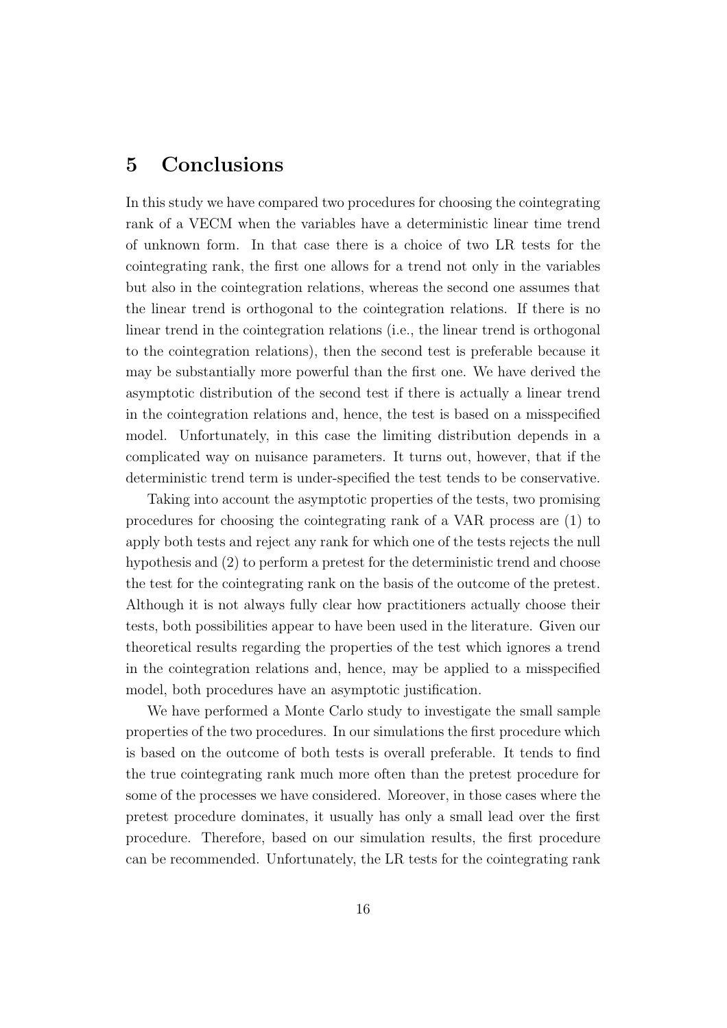## 5 Conclusions

In this study we have compared two procedures for choosing the cointegrating rank of a VECM when the variables have a deterministic linear time trend of unknown form. In that case there is a choice of two LR tests for the cointegrating rank, the first one allows for a trend not only in the variables but also in the cointegration relations, whereas the second one assumes that the linear trend is orthogonal to the cointegration relations. If there is no linear trend in the cointegration relations (i.e., the linear trend is orthogonal to the cointegration relations), then the second test is preferable because it may be substantially more powerful than the first one. We have derived the asymptotic distribution of the second test if there is actually a linear trend in the cointegration relations and, hence, the test is based on a misspecified model. Unfortunately, in this case the limiting distribution depends in a complicated way on nuisance parameters. It turns out, however, that if the deterministic trend term is under-specified the test tends to be conservative.

Taking into account the asymptotic properties of the tests, two promising procedures for choosing the cointegrating rank of a VAR process are (1) to apply both tests and reject any rank for which one of the tests rejects the null hypothesis and (2) to perform a pretest for the deterministic trend and choose the test for the cointegrating rank on the basis of the outcome of the pretest. Although it is not always fully clear how practitioners actually choose their tests, both possibilities appear to have been used in the literature. Given our theoretical results regarding the properties of the test which ignores a trend in the cointegration relations and, hence, may be applied to a misspecified model, both procedures have an asymptotic justification.

We have performed a Monte Carlo study to investigate the small sample properties of the two procedures. In our simulations the first procedure which is based on the outcome of both tests is overall preferable. It tends to find the true cointegrating rank much more often than the pretest procedure for some of the processes we have considered. Moreover, in those cases where the pretest procedure dominates, it usually has only a small lead over the first procedure. Therefore, based on our simulation results, the first procedure can be recommended. Unfortunately, the LR tests for the cointegrating rank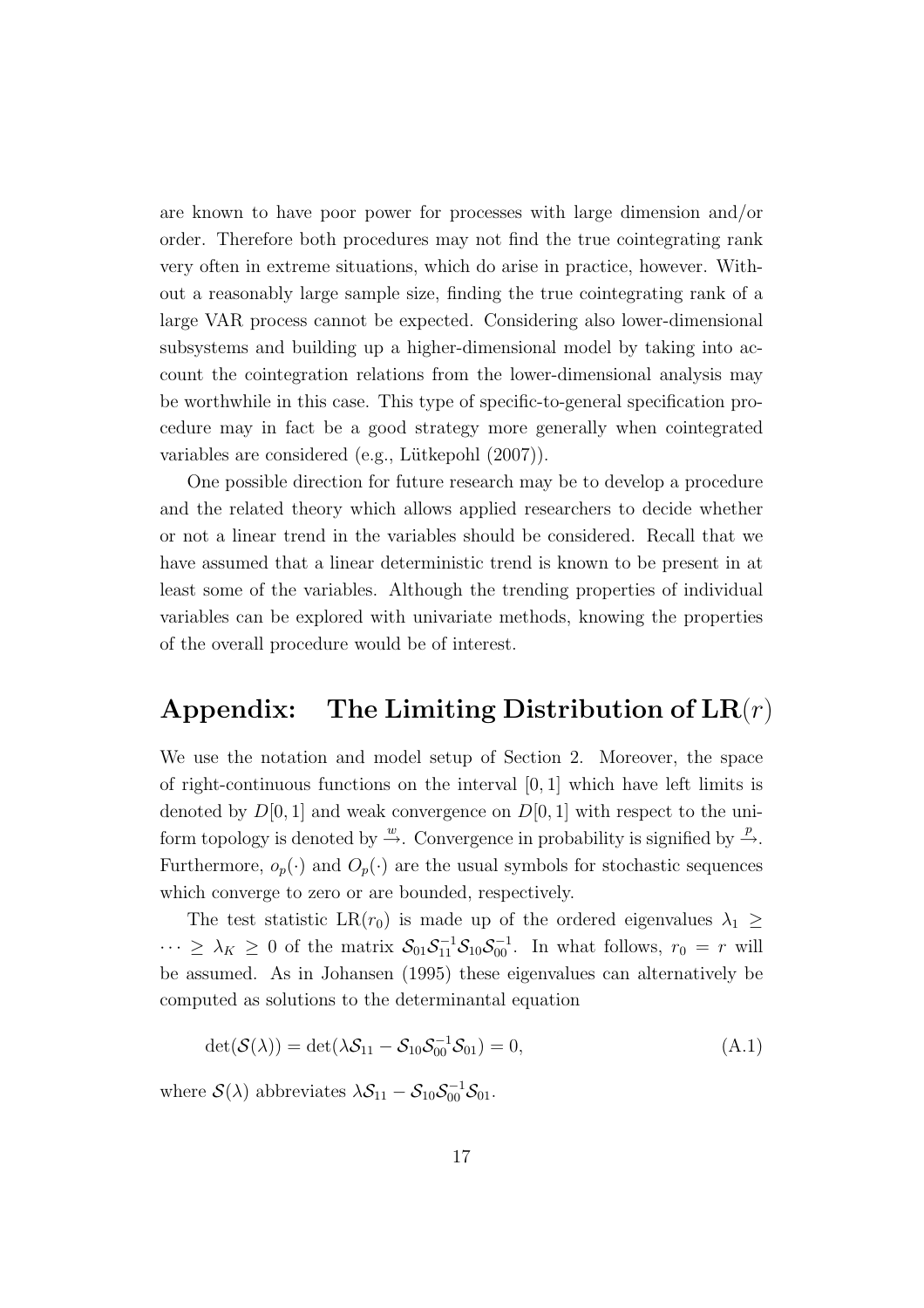are known to have poor power for processes with large dimension and/or order. Therefore both procedures may not find the true cointegrating rank very often in extreme situations, which do arise in practice, however. Without a reasonably large sample size, finding the true cointegrating rank of a large VAR process cannot be expected. Considering also lower-dimensional subsystems and building up a higher-dimensional model by taking into account the cointegration relations from the lower-dimensional analysis may be worthwhile in this case. This type of specific-to-general specification procedure may in fact be a good strategy more generally when cointegrated variables are considered (e.g., Lütkepohl (2007)).

One possible direction for future research may be to develop a procedure and the related theory which allows applied researchers to decide whether or not a linear trend in the variables should be considered. Recall that we have assumed that a linear deterministic trend is known to be present in at least some of the variables. Although the trending properties of individual variables can be explored with univariate methods, knowing the properties of the overall procedure would be of interest.

## Appendix: The Limiting Distribution of $\mathrm{LR}(r)$

We use the notation and model setup of Section 2. Moreover, the space of right-continuous functions on the interval $[0, 1]$ which have left limits is denoted by $D[0, 1]$ and weak convergence on $D[0, 1]$ with respect to the uniform topology is denoted by $\xrightarrow{w}$. Convergence in probability is signified by $\xrightarrow{p}$. Furthermore, $o_p(\cdot)$ and $O_p(\cdot)$ are the usual symbols for stochastic sequences which converge to zero or are bounded, respectively.

The test statistic $\mathrm{LR}(r_0)$ is made up of the ordered eigenvalues $\lambda_1 \geq \cdots \geq \lambda_K \geq 0$ of the matrix $\mathcal{S}_{01}\mathcal{S}_{11}^{-1}\mathcal{S}_{10}\mathcal{S}_{00}^{-1}$. In what follows, $r_0 = r$ will be assumed. As in Johansen (1995) these eigenvalues can alternatively be computed as solutions to the determinantal equation

$$\det(\mathcal{S}(\lambda)) = \det(\lambda\mathcal{S}_{11} - \mathcal{S}_{10}\mathcal{S}_{00}^{-1}\mathcal{S}_{01}) = 0, \tag{A.1}$$

where $\mathcal{S}(\lambda)$ abbreviates $\lambda\mathcal{S}_{11} - \mathcal{S}_{10}\mathcal{S}_{00}^{-1}\mathcal{S}_{01}$.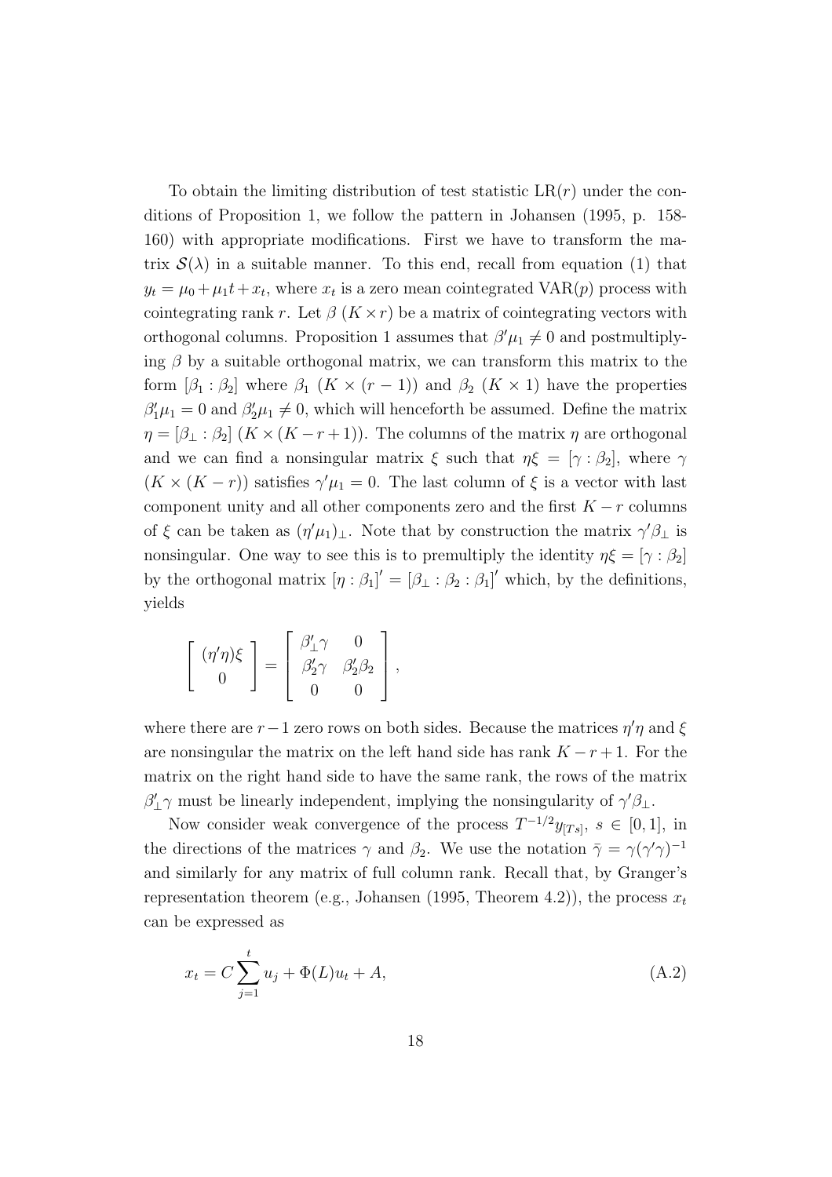To obtain the limiting distribution of test statistic $\mathrm{LR}(r)$ under the conditions of Proposition 1, we follow the pattern in Johansen (1995, p. 158-160) with appropriate modifications. First we have to transform the matrix $\mathcal{S}(\lambda)$ in a suitable manner. To this end, recall from equation (1) that $y_t = \mu_0 + \mu_1 t + x_t$, where $x_t$ is a zero mean cointegrated $\mathrm{VAR}(p)$ process with cointegrating rank $r$. Let $\beta$ $(K \times r)$ be a matrix of cointegrating vectors with orthogonal columns. Proposition 1 assumes that $\beta' \mu_1 \neq 0$ and postmultiplying $\beta$ by a suitable orthogonal matrix, we can transform this matrix to the form $[\beta_1 : \beta_2]$ where $\beta_1$ $(K \times (r-1))$ and $\beta_2$ $(K \times 1)$ have the properties $\beta_1' \mu_1 = 0$ and $\beta_2' \mu_1 \neq 0$, which will henceforth be assumed. Define the matrix $\eta = [\beta_\perp : \beta_2]$ $(K \times (K - r + 1))$. The columns of the matrix $\eta$ are orthogonal and we can find a nonsingular matrix $\xi$ such that $\eta \xi = [\gamma : \beta_2]$, where $\gamma$ $(K \times (K-r))$ satisfies $\gamma' \mu_1 = 0$. The last column of $\xi$ is a vector with last component unity and all other components zero and the first $K - r$ columns of $\xi$ can be taken as $(\eta' \mu_1)_\perp$. Note that by construction the matrix $\gamma' \beta_\perp$ is nonsingular. One way to see this is to premultiply the identity $\eta \xi = [\gamma : \beta_2]$ by the orthogonal matrix $[\eta : \beta_1]' = [\beta_\perp : \beta_2 : \beta_1]'$ which, by the definitions, yields

$$
\begin{bmatrix} (\eta'\eta)\xi \\ 0 \end{bmatrix} = \begin{bmatrix} \beta_\perp' \gamma & 0 \\ \beta_2' \gamma & \beta_2' \beta_2 \\ 0 & 0 \end{bmatrix},
$$

where there are $r-1$ zero rows on both sides. Because the matrices $\eta'\eta$ and $\xi$ are nonsingular the matrix on the left hand side has rank $K - r + 1$. For the matrix on the right hand side to have the same rank, the rows of the matrix $\beta_\perp' \gamma$ must be linearly independent, implying the nonsingularity of $\gamma' \beta_\perp$.

Now consider weak convergence of the process $T^{-1/2} y_{[Ts]}$, $s \in [0,1]$, in the directions of the matrices $\gamma$ and $\beta_2$. We use the notation $\bar{\gamma} = \gamma(\gamma'\gamma)^{-1}$ and similarly for any matrix of full column rank. Recall that, by Granger's representation theorem (e.g., Johansen (1995, Theorem 4.2)), the process $x_t$ can be expressed as

$$
x_t = C \sum_{j=1}^{t} u_j + \Phi(L) u_t + A, \tag{A.2}
$$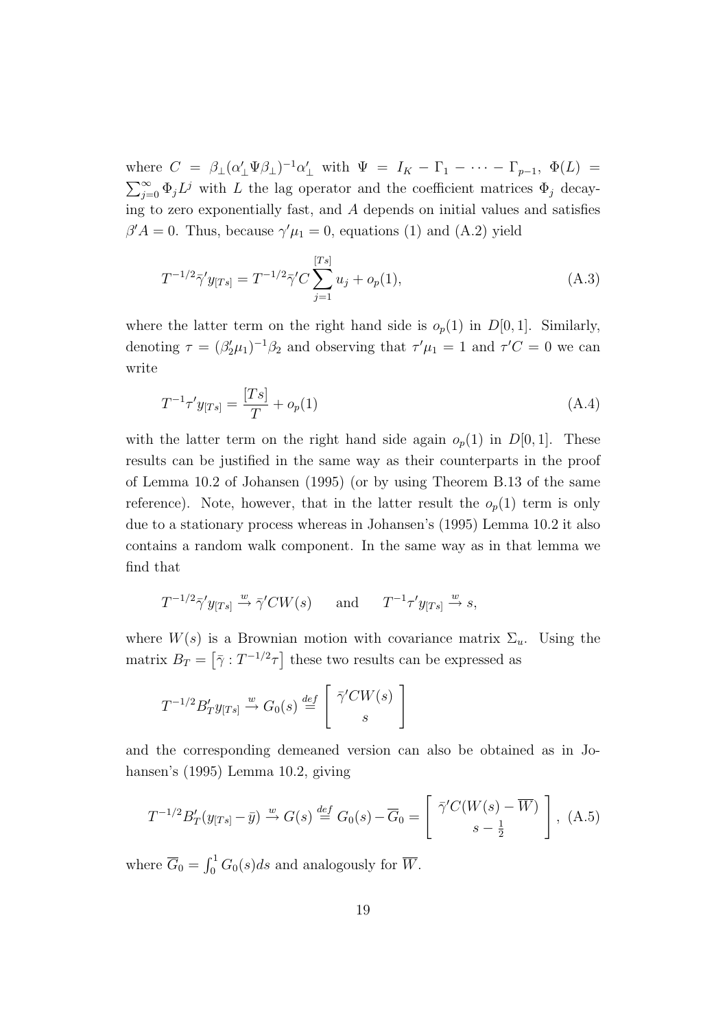where $C = \beta_\perp(\alpha_\perp' \Psi \beta_\perp)^{-1}\alpha_\perp'$ with $\Psi = I_K - \Gamma_1 - \cdots - \Gamma_{p-1}$, $\Phi(L) = \sum_{j=0}^{\infty} \Phi_j L^j$ with $L$ the lag operator and the coefficient matrices $\Phi_j$ decaying to zero exponentially fast, and $A$ depends on initial values and satisfies $\beta' A = 0$. Thus, because $\gamma'\mu_1 = 0$, equations (1) and (A.2) yield

$$T^{-1/2}\bar{\gamma}' y_{[Ts]} = T^{-1/2}\bar{\gamma}' C \sum_{j=1}^{[Ts]} u_j + o_p(1), \tag{A.3}$$

where the latter term on the right hand side is $o_p(1)$ in $D[0,1]$. Similarly, denoting $\tau = (\beta_2'\mu_1)^{-1}\beta_2$ and observing that $\tau'\mu_1 = 1$ and $\tau' C = 0$ we can write

$$T^{-1}\tau' y_{[Ts]} = \frac{[Ts]}{T} + o_p(1) \tag{A.4}$$

with the latter term on the right hand side again $o_p(1)$ in $D[0,1]$. These results can be justified in the same way as their counterparts in the proof of Lemma 10.2 of Johansen (1995) (or by using Theorem B.13 of the same reference). Note, however, that in the latter result the $o_p(1)$ term is only due to a stationary process whereas in Johansen's (1995) Lemma 10.2 it also contains a random walk component. In the same way as in that lemma we find that

$$T^{-1/2}\bar{\gamma}' y_{[Ts]} \xrightarrow{w} \bar{\gamma}' C W(s) \qquad \text{and} \qquad T^{-1}\tau' y_{[Ts]} \xrightarrow{w} s,$$

where $W(s)$ is a Brownian motion with covariance matrix $\Sigma_u$. Using the matrix $B_T = \left[\bar{\gamma} : T^{-1/2}\tau\right]$ these two results can be expressed as

$$T^{-1/2} B_T' y_{[Ts]} \xrightarrow{w} G_0(s) \overset{def}{=} \begin{bmatrix} \bar{\gamma}' C W(s) \\ s \end{bmatrix}$$

and the corresponding demeaned version can also be obtained as in Johansen's (1995) Lemma 10.2, giving

$$T^{-1/2} B_T' (y_{[Ts]} - \bar{y}) \xrightarrow{w} G(s) \overset{def}{=} G_0(s) - \overline{G}_0 = \begin{bmatrix} \bar{\gamma}' C (W(s) - \overline{W}) \\ s - \frac{1}{2} \end{bmatrix}, \tag{A.5}$$

where $\overline{G}_0 = \int_0^1 G_0(s) ds$ and analogously for $\overline{W}$.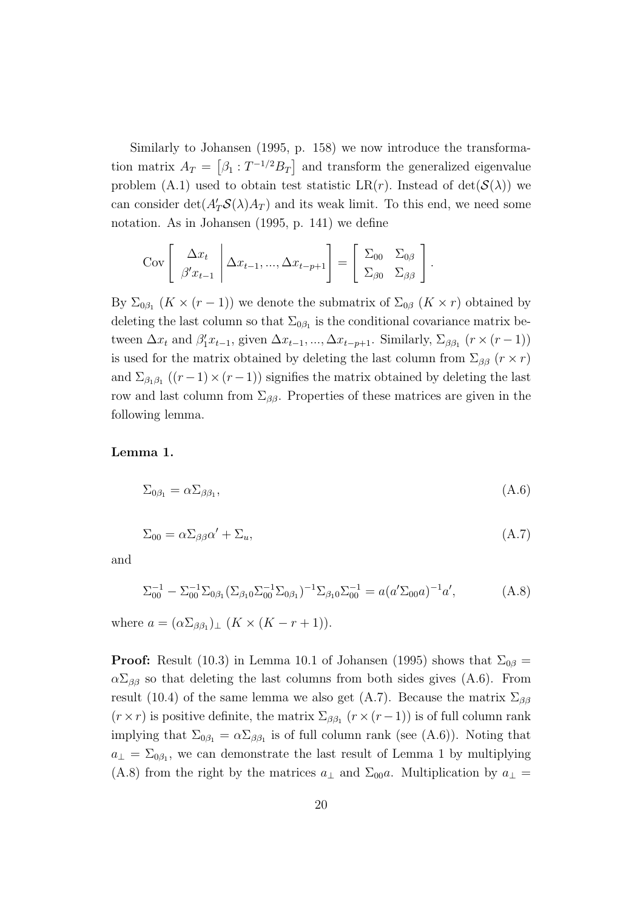Similarly to Johansen (1995, p. 158) we now introduce the transformation matrix $A_T = \left[\beta_1 : T^{-1/2}B_T\right]$ and transform the generalized eigenvalue problem (A.1) used to obtain test statistic LR$(r)$. Instead of $\det(\mathcal{S}(\lambda))$ we can consider $\det(A_T'\mathcal{S}(\lambda)A_T)$ and its weak limit. To this end, we need some notation. As in Johansen (1995, p. 141) we define

$$\text{Cov}\left[\begin{array}{c} \Delta x_t \\ \beta' x_{t-1} \end{array} \middle| \Delta x_{t-1}, ..., \Delta x_{t-p+1}\right] = \left[\begin{array}{cc} \Sigma_{00} & \Sigma_{0\beta} \\ \Sigma_{\beta 0} & \Sigma_{\beta\beta} \end{array}\right].$$

By $\Sigma_{0\beta_1}$ $(K \times (r-1))$ we denote the submatrix of $\Sigma_{0\beta}$ $(K \times r)$ obtained by deleting the last column so that $\Sigma_{0\beta_1}$ is the conditional covariance matrix between $\Delta x_t$ and $\beta_1' x_{t-1}$, given $\Delta x_{t-1}, ..., \Delta x_{t-p+1}$. Similarly, $\Sigma_{\beta\beta_1}$ $(r \times (r-1))$ is used for the matrix obtained by deleting the last column from $\Sigma_{\beta\beta}$ $(r \times r)$ and $\Sigma_{\beta_1\beta_1}$ $((r-1) \times (r-1))$ signifies the matrix obtained by deleting the last row and last column from $\Sigma_{\beta\beta}$. Properties of these matrices are given in the following lemma.

**Lemma 1.**

$$\Sigma_{0\beta_1} = \alpha \Sigma_{\beta\beta_1}, \tag{A.6}$$

$$\Sigma_{00} = \alpha \Sigma_{\beta\beta}\alpha' + \Sigma_u, \tag{A.7}$$

and

$$\Sigma_{00}^{-1} - \Sigma_{00}^{-1}\Sigma_{0\beta_1}(\Sigma_{\beta_1 0}\Sigma_{00}^{-1}\Sigma_{0\beta_1})^{-1}\Sigma_{\beta_1 0}\Sigma_{00}^{-1} = a(a'\Sigma_{00}a)^{-1}a', \tag{A.8}$$

where $a = (\alpha\Sigma_{\beta\beta_1})_\perp$ $(K \times (K - r + 1))$.

**Proof:** Result (10.3) in Lemma 10.1 of Johansen (1995) shows that $\Sigma_{0\beta} = \alpha\Sigma_{\beta\beta}$ so that deleting the last columns from both sides gives (A.6). From result (10.4) of the same lemma we also get (A.7). Because the matrix $\Sigma_{\beta\beta}$ $(r \times r)$ is positive definite, the matrix $\Sigma_{\beta\beta_1}$ $(r \times (r-1))$ is of full column rank implying that $\Sigma_{0\beta_1} = \alpha\Sigma_{\beta\beta_1}$ is of full column rank (see (A.6)). Noting that $a_\perp = \Sigma_{0\beta_1}$, we can demonstrate the last result of Lemma 1 by multiplying (A.8) from the right by the matrices $a_\perp$ and $\Sigma_{00}a$. Multiplication by $a_\perp =$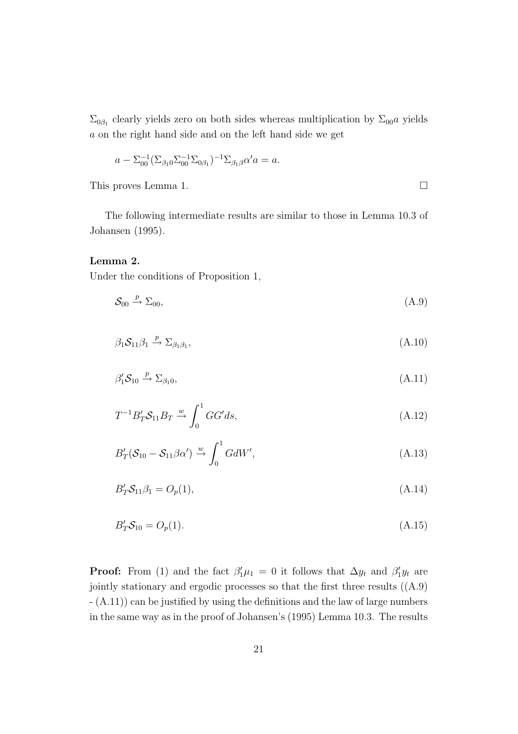$\Sigma_{0\beta_1}$ clearly yields zero on both sides whereas multiplication by $\Sigma_{00}a$ yields $a$ on the right hand side and on the left hand side we get

$$a - \Sigma_{00}^{-1}(\Sigma_{\beta_1 0}\Sigma_{00}^{-1}\Sigma_{0\beta_1})^{-1}\Sigma_{\beta_1\beta}\alpha' a = a.$$

This proves Lemma 1. □

The following intermediate results are similar to those in Lemma 10.3 of Johansen (1995).

**Lemma 2.**
Under the conditions of Proposition 1,

$$\mathcal{S}_{00} \xrightarrow{p} \Sigma_{00}, \tag{A.9}$$

$$\beta_1 \mathcal{S}_{11}\beta_1 \xrightarrow{p} \Sigma_{\beta_1\beta_1}, \tag{A.10}$$

$$\beta_1' \mathcal{S}_{10} \xrightarrow{p} \Sigma_{\beta_1 0}, \tag{A.11}$$

$$T^{-1}B_T'\mathcal{S}_{11}B_T \xrightarrow{w} \int_0^1 GG'ds, \tag{A.12}$$

$$B_T'(\mathcal{S}_{10} - \mathcal{S}_{11}\beta\alpha') \xrightarrow{w} \int_0^1 GdW', \tag{A.13}$$

$$B_T'\mathcal{S}_{11}\beta_1 = O_p(1), \tag{A.14}$$

$$B_T'\mathcal{S}_{10} = O_p(1). \tag{A.15}$$

**Proof:** From (1) and the fact $\beta_1'\mu_1 = 0$ it follows that $\Delta y_t$ and $\beta_1' y_t$ are jointly stationary and ergodic processes so that the first three results ((A.9) - (A.11)) can be justified by using the definitions and the law of large numbers in the same way as in the proof of Johansen's (1995) Lemma 10.3. The results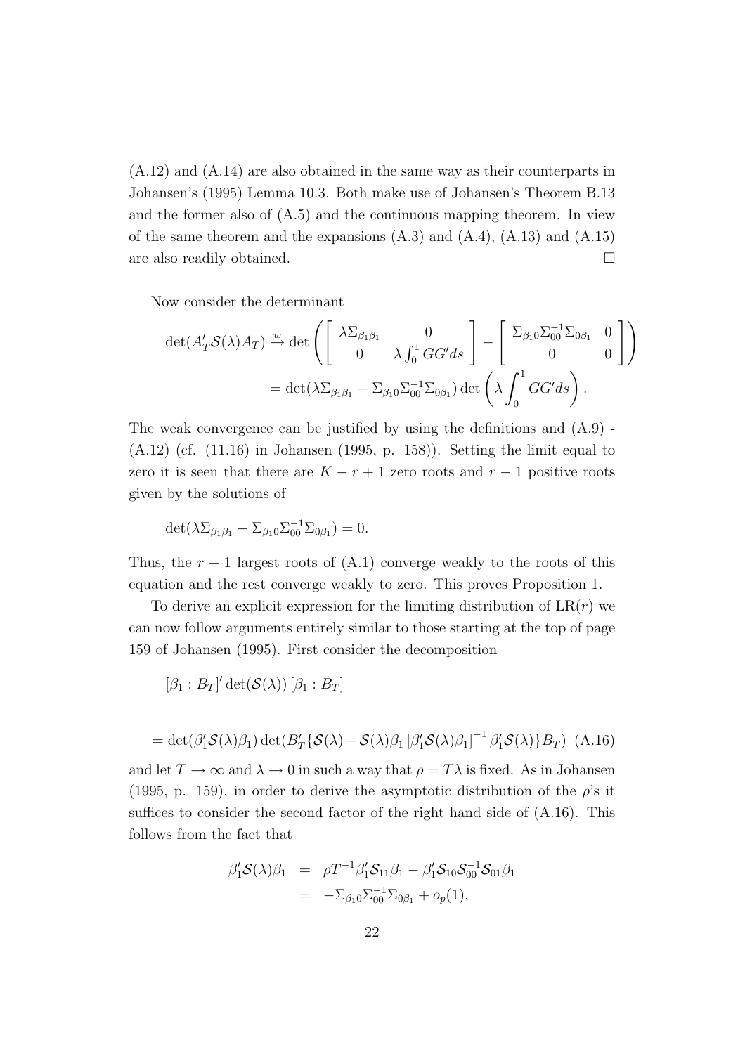(A.12) and (A.14) are also obtained in the same way as their counterparts in Johansen's (1995) Lemma 10.3. Both make use of Johansen's Theorem B.13 and the former also of (A.5) and the continuous mapping theorem. In view of the same theorem and the expansions (A.3) and (A.4), (A.13) and (A.15) are also readily obtained. □

Now consider the determinant

$$\det(A_T'\mathcal{S}(\lambda)A_T) \xrightarrow{w} \det\left(\begin{bmatrix} \lambda\Sigma_{\beta_1\beta_1} & 0 \\ 0 & \lambda\int_0^1 GG'ds \end{bmatrix} - \begin{bmatrix} \Sigma_{\beta_1 0}\Sigma_{00}^{-1}\Sigma_{0\beta_1} & 0 \\ 0 & 0 \end{bmatrix}\right)$$
$$= \det(\lambda\Sigma_{\beta_1\beta_1} - \Sigma_{\beta_1 0}\Sigma_{00}^{-1}\Sigma_{0\beta_1})\det\left(\lambda\int_0^1 GG'ds\right).$$

The weak convergence can be justified by using the definitions and (A.9) - (A.12) (cf. (11.16) in Johansen (1995, p. 158)). Setting the limit equal to zero it is seen that there are $K-r+1$ zero roots and $r-1$ positive roots given by the solutions of

$$\det(\lambda\Sigma_{\beta_1\beta_1} - \Sigma_{\beta_1 0}\Sigma_{00}^{-1}\Sigma_{0\beta_1}) = 0.$$

Thus, the $r-1$ largest roots of (A.1) converge weakly to the roots of this equation and the rest converge weakly to zero. This proves Proposition 1.

To derive an explicit expression for the limiting distribution of $\mathrm{LR}(r)$ we can now follow arguments entirely similar to those starting at the top of page 159 of Johansen (1995). First consider the decomposition

$$[\beta_1 : B_T]'\det(\mathcal{S}(\lambda))\,[\beta_1 : B_T]$$

$$= \det(\beta_1'\mathcal{S}(\lambda)\beta_1)\det(B_T'\{\mathcal{S}(\lambda) - \mathcal{S}(\lambda)\beta_1\left[\beta_1'\mathcal{S}(\lambda)\beta_1\right]^{-1}\beta_1'\mathcal{S}(\lambda)\}B_T) \quad \text{(A.16)}$$

and let $T\to\infty$ and $\lambda\to 0$ in such a way that $\rho = T\lambda$ is fixed. As in Johansen (1995, p. 159), in order to derive the asymptotic distribution of the $\rho$'s it suffices to consider the second factor of the right hand side of (A.16). This follows from the fact that

$$\begin{aligned}
\beta_1'\mathcal{S}(\lambda)\beta_1 &= \rho T^{-1}\beta_1'\mathcal{S}_{11}\beta_1 - \beta_1'\mathcal{S}_{10}\mathcal{S}_{00}^{-1}\mathcal{S}_{01}\beta_1 \\
&= -\Sigma_{\beta_1 0}\Sigma_{00}^{-1}\Sigma_{0\beta_1} + o_p(1),
\end{aligned}$$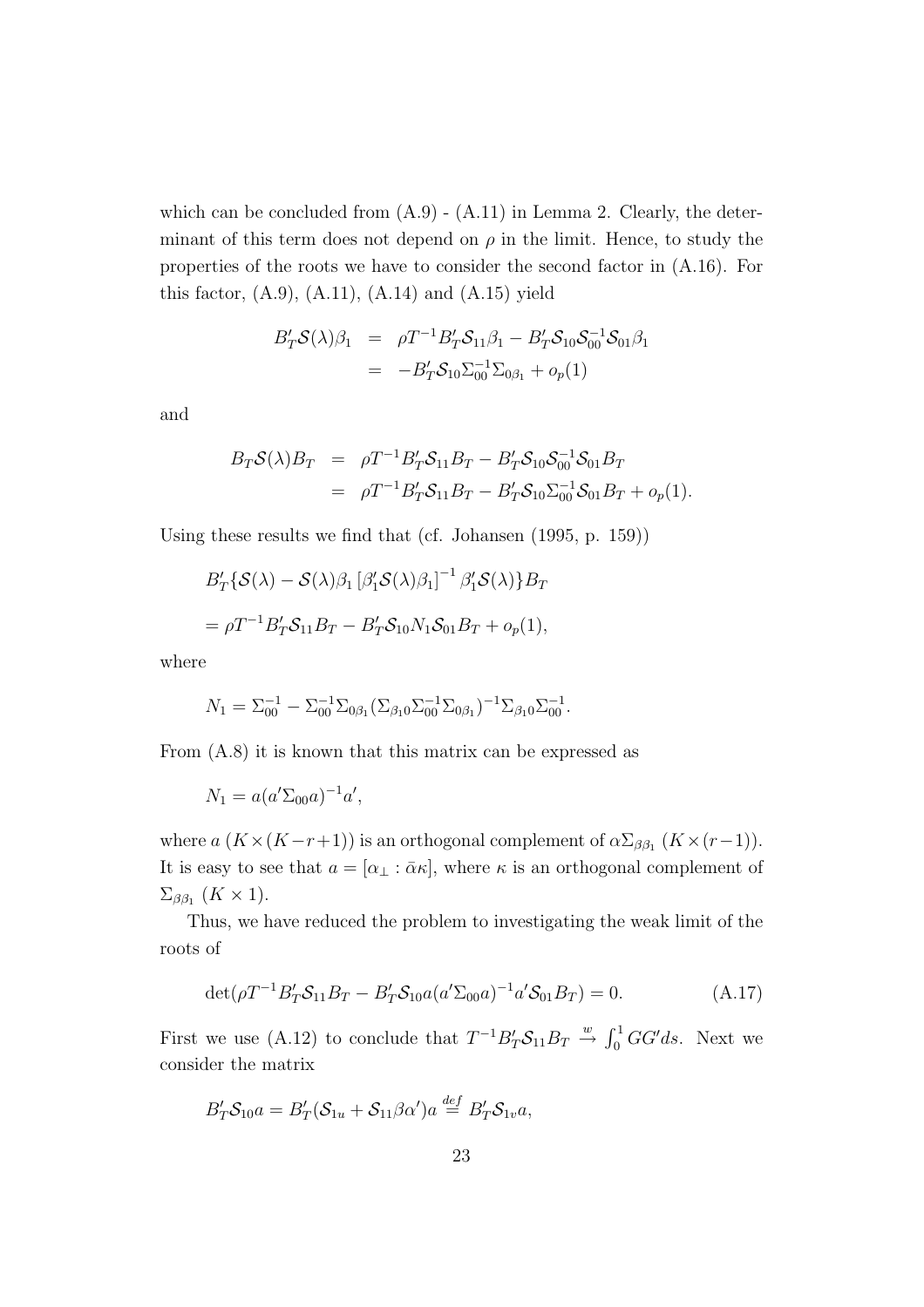which can be concluded from (A.9) - (A.11) in Lemma 2. Clearly, the determinant of this term does not depend on $\rho$ in the limit. Hence, to study the properties of the roots we have to consider the second factor in (A.16). For this factor, (A.9), (A.11), (A.14) and (A.15) yield

$$
\begin{aligned}
B_T' \mathcal{S}(\lambda)\beta_1 &= \rho T^{-1} B_T' \mathcal{S}_{11}\beta_1 - B_T' \mathcal{S}_{10}\mathcal{S}_{00}^{-1}\mathcal{S}_{01}\beta_1 \\
&= -B_T' \mathcal{S}_{10}\Sigma_{00}^{-1}\Sigma_{0\beta_1} + o_p(1)
\end{aligned}
$$

and

$$
\begin{aligned}
B_T \mathcal{S}(\lambda) B_T &= \rho T^{-1} B_T' \mathcal{S}_{11} B_T - B_T' \mathcal{S}_{10}\mathcal{S}_{00}^{-1}\mathcal{S}_{01} B_T \\
&= \rho T^{-1} B_T' \mathcal{S}_{11} B_T - B_T' \mathcal{S}_{10}\Sigma_{00}^{-1}\mathcal{S}_{01} B_T + o_p(1).
\end{aligned}
$$

Using these results we find that (cf. Johansen (1995, p. 159))

$$
\begin{aligned}
& B_T' \{\mathcal{S}(\lambda) - \mathcal{S}(\lambda)\beta_1 \left[\beta_1' \mathcal{S}(\lambda)\beta_1\right]^{-1} \beta_1' \mathcal{S}(\lambda)\} B_T \\
&= \rho T^{-1} B_T' \mathcal{S}_{11} B_T - B_T' \mathcal{S}_{10} N_1 \mathcal{S}_{01} B_T + o_p(1),
\end{aligned}
$$

where

$$
N_1 = \Sigma_{00}^{-1} - \Sigma_{00}^{-1}\Sigma_{0\beta_1}(\Sigma_{\beta_1 0}\Sigma_{00}^{-1}\Sigma_{0\beta_1})^{-1}\Sigma_{\beta_1 0}\Sigma_{00}^{-1}.
$$

From (A.8) it is known that this matrix can be expressed as

$$
N_1 = a(a'\Sigma_{00}a)^{-1}a',
$$

where $a$ $(K \times (K-r+1))$ is an orthogonal complement of $\alpha\Sigma_{\beta\beta_1}$ $(K \times (r-1))$. It is easy to see that $a = [\alpha_\perp : \bar{\alpha}\kappa]$, where $\kappa$ is an orthogonal complement of $\Sigma_{\beta\beta_1}$ $(K \times 1)$.

Thus, we have reduced the problem to investigating the weak limit of the roots of

$$
\det(\rho T^{-1} B_T' \mathcal{S}_{11} B_T - B_T' \mathcal{S}_{10} a(a'\Sigma_{00}a)^{-1} a' \mathcal{S}_{01} B_T) = 0. \tag{A.17}
$$

First we use (A.12) to conclude that $T^{-1} B_T' \mathcal{S}_{11} B_T \overset{w}{\to} \int_0^1 GG' ds$. Next we consider the matrix

$$
B_T' \mathcal{S}_{10} a = B_T' (\mathcal{S}_{1u} + \mathcal{S}_{11}\beta\alpha') a \overset{def}{=} B_T' \mathcal{S}_{1v} a,
$$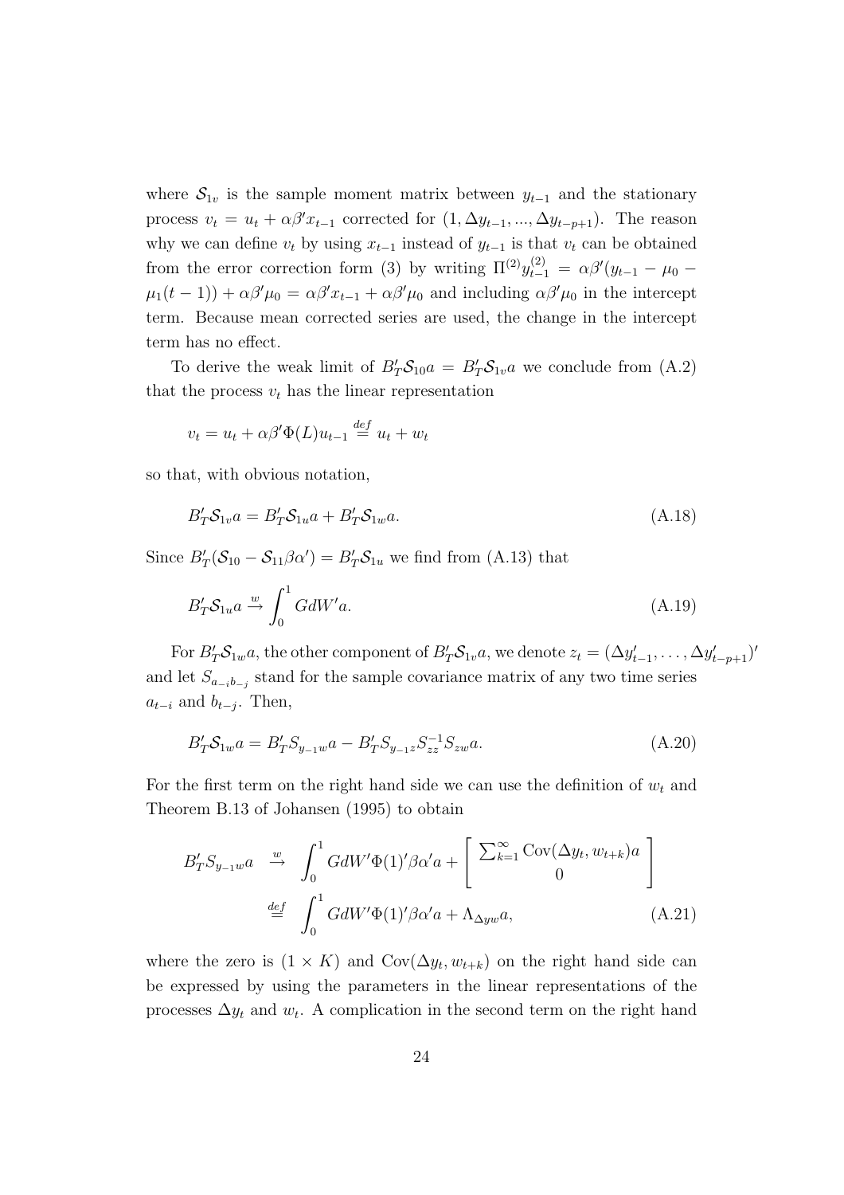where $\mathcal{S}_{1v}$ is the sample moment matrix between $y_{t-1}$ and the stationary process $v_t = u_t + \alpha\beta' x_{t-1}$ corrected for $(1, \Delta y_{t-1}, ..., \Delta y_{t-p+1})$. The reason why we can define $v_t$ by using $x_{t-1}$ instead of $y_{t-1}$ is that $v_t$ can be obtained from the error correction form (3) by writing $\Pi^{(2)} y_{t-1}^{(2)} = \alpha\beta'(y_{t-1} - \mu_0 - \mu_1(t-1)) + \alpha\beta'\mu_0 = \alpha\beta' x_{t-1} + \alpha\beta'\mu_0$ and including $\alpha\beta'\mu_0$ in the intercept term. Because mean corrected series are used, the change in the intercept term has no effect.

To derive the weak limit of $B_T' \mathcal{S}_{10} a = B_T' \mathcal{S}_{1v} a$ we conclude from (A.2) that the process $v_t$ has the linear representation

$$v_t = u_t + \alpha\beta'\Phi(L)u_{t-1} \overset{def}{=} u_t + w_t$$

so that, with obvious notation,

$$B_T' \mathcal{S}_{1v} a = B_T' \mathcal{S}_{1u} a + B_T' \mathcal{S}_{1w} a. \tag{A.18}$$

Since $B_T'(\mathcal{S}_{10} - \mathcal{S}_{11}\beta\alpha') = B_T' \mathcal{S}_{1u}$ we find from (A.13) that

$$B_T' \mathcal{S}_{1u} a \overset{w}{\to} \int_0^1 G dW' a. \tag{A.19}$$

For $B_T' \mathcal{S}_{1w} a$, the other component of $B_T' \mathcal{S}_{1v} a$, we denote $z_t = (\Delta y_{t-1}', \dots, \Delta y_{t-p+1}')'$ and let $S_{a_{-i}b_{-j}}$ stand for the sample covariance matrix of any two time series $a_{t-i}$ and $b_{t-j}$. Then,

$$B_T' \mathcal{S}_{1w} a = B_T' S_{y_{-1}w} a - B_T' S_{y_{-1}z} S_{zz}^{-1} S_{zw} a. \tag{A.20}$$

For the first term on the right hand side we can use the definition of $w_t$ and Theorem B.13 of Johansen (1995) to obtain

$$\begin{aligned} B_T' S_{y_{-1}w} a \;&\overset{w}{\to}\; \int_0^1 G dW' \Phi(1)' \beta\alpha' a + \begin{bmatrix} \sum_{k=1}^{\infty} \text{Cov}(\Delta y_t, w_{t+k}) a \\ 0 \end{bmatrix} \\ &\overset{def}{=}\; \int_0^1 G dW' \Phi(1)' \beta\alpha' a + \Lambda_{\Delta y w} a, \end{aligned} \tag{A.21}$$

where the zero is $(1 \times K)$ and $\text{Cov}(\Delta y_t, w_{t+k})$ on the right hand side can be expressed by using the parameters in the linear representations of the processes $\Delta y_t$ and $w_t$. A complication in the second term on the right hand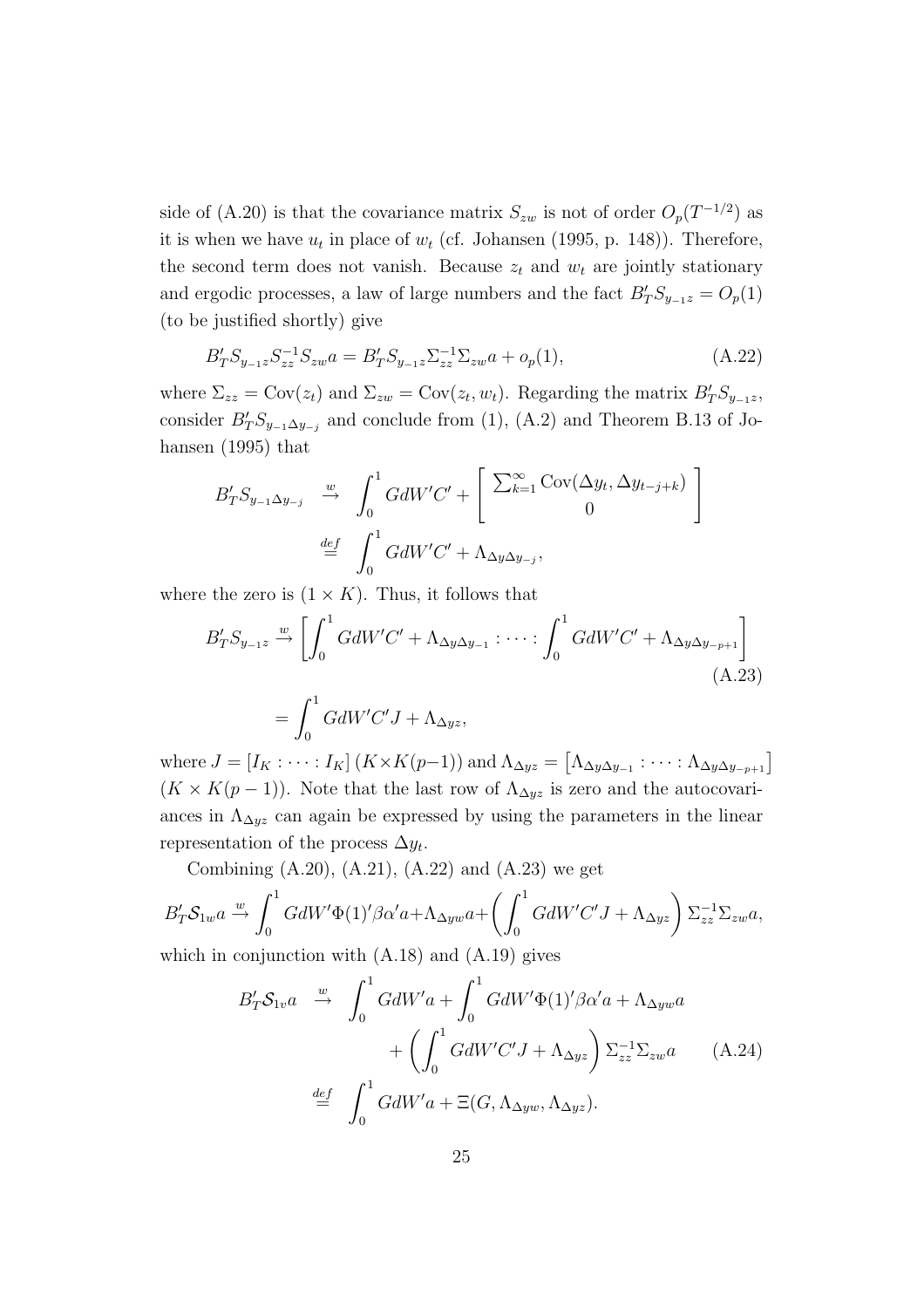side of (A.20) is that the covariance matrix $S_{zw}$ is not of order $O_p(T^{-1/2})$ as it is when we have $u_t$ in place of $w_t$ (cf. Johansen (1995, p. 148)). Therefore, the second term does not vanish. Because $z_t$ and $w_t$ are jointly stationary and ergodic processes, a law of large numbers and the fact $B_T' S_{y_{-1}z} = O_p(1)$ (to be justified shortly) give

$$B_T' S_{y_{-1}z} S_{zz}^{-1} S_{zw} a = B_T' S_{y_{-1}z} \Sigma_{zz}^{-1} \Sigma_{zw} a + o_p(1), \tag{A.22}$$

where $\Sigma_{zz} = \text{Cov}(z_t)$ and $\Sigma_{zw} = \text{Cov}(z_t, w_t)$. Regarding the matrix $B_T' S_{y_{-1}z}$, consider $B_T' S_{y_{-1}\Delta y_{-j}}$ and conclude from (1), (A.2) and Theorem B.13 of Johansen (1995) that

$$\begin{aligned} B_T' S_{y_{-1}\Delta y_{-j}} &\xrightarrow{w} \int_0^1 G dW' C' + \begin{bmatrix} \sum_{k=1}^{\infty} \text{Cov}(\Delta y_t, \Delta y_{t-j+k}) \\ 0 \end{bmatrix} \\ &\overset{def}{=} \int_0^1 G dW' C' + \Lambda_{\Delta y \Delta y_{-j}}, \end{aligned}$$

where the zero is $(1 \times K)$. Thus, it follows that

$$\begin{aligned} B_T' S_{y_{-1}z} &\xrightarrow{w} \left[ \int_0^1 G dW' C' + \Lambda_{\Delta y \Delta y_{-1}} : \cdots : \int_0^1 G dW' C' + \Lambda_{\Delta y \Delta y_{-p+1}} \right] \qquad \text{(A.23)} \\ &= \int_0^1 G dW' C' J + \Lambda_{\Delta y z}, \end{aligned}$$

where $J = [I_K : \cdots : I_K]$ $(K \times K(p-1))$ and $\Lambda_{\Delta yz} = \left[ \Lambda_{\Delta y \Delta y_{-1}} : \cdots : \Lambda_{\Delta y \Delta y_{-p+1}} \right]$ $(K \times K(p-1))$. Note that the last row of $\Lambda_{\Delta yz}$ is zero and the autocovariances in $\Lambda_{\Delta yz}$ can again be expressed by using the parameters in the linear representation of the process $\Delta y_t$.

Combining (A.20), (A.21), (A.22) and (A.23) we get

$$B_T' \mathcal{S}_{1w} a \xrightarrow{w} \int_0^1 G dW' \Phi(1)' \beta \alpha' a + \Lambda_{\Delta y w} a + \left( \int_0^1 G dW' C' J + \Lambda_{\Delta y z} \right) \Sigma_{zz}^{-1} \Sigma_{zw} a,$$

which in conjunction with (A.18) and (A.19) gives

$$\begin{aligned} B_T' \mathcal{S}_{1v} a &\xrightarrow{w} \int_0^1 G dW' a + \int_0^1 G dW' \Phi(1)' \beta \alpha' a + \Lambda_{\Delta y w} a \\ &\qquad + \left( \int_0^1 G dW' C' J + \Lambda_{\Delta y z} \right) \Sigma_{zz}^{-1} \Sigma_{zw} a \qquad \text{(A.24)} \\ &\overset{def}{=} \int_0^1 G dW' a + \Xi(G, \Lambda_{\Delta y w}, \Lambda_{\Delta y z}). \end{aligned}$$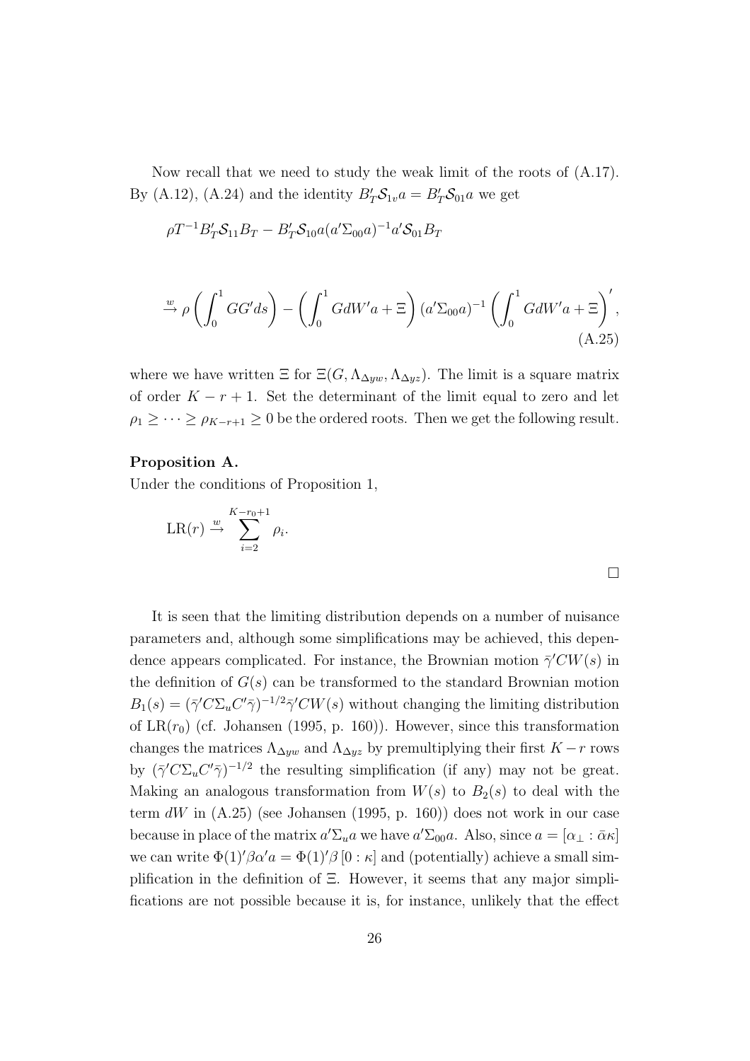Now recall that we need to study the weak limit of the roots of (A.17). By (A.12), (A.24) and the identity $B_T'\mathcal{S}_{1v}a = B_T'\mathcal{S}_{01}a$ we get

$$\rho T^{-1}B_T'\mathcal{S}_{11}B_T - B_T'\mathcal{S}_{10}a(a'\Sigma_{00}a)^{-1}a'\mathcal{S}_{01}B_T$$

$$\xrightarrow{w} \rho\left(\int_0^1 GG'ds\right) - \left(\int_0^1 GdW'a + \Xi\right)(a'\Sigma_{00}a)^{-1}\left(\int_0^1 GdW'a + \Xi\right)', \tag{A.25}$$

where we have written $\Xi$ for $\Xi(G, \Lambda_{\Delta yw}, \Lambda_{\Delta yz})$. The limit is a square matrix of order $K - r + 1$. Set the determinant of the limit equal to zero and let $\rho_1 \geq \cdots \geq \rho_{K-r+1} \geq 0$ be the ordered roots. Then we get the following result.

**Proposition A.**
Under the conditions of Proposition 1,

$$\mathrm{LR}(r) \xrightarrow{w} \sum_{i=2}^{K-r_0+1} \rho_i.$$

□

It is seen that the limiting distribution depends on a number of nuisance parameters and, although some simplifications may be achieved, this dependence appears complicated. For instance, the Brownian motion $\bar{\gamma}'CW(s)$ in the definition of $G(s)$ can be transformed to the standard Brownian motion $B_1(s) = (\bar{\gamma}'C\Sigma_u C'\bar{\gamma})^{-1/2}\bar{\gamma}'CW(s)$ without changing the limiting distribution of $\mathrm{LR}(r_0)$ (cf. Johansen (1995, p. 160)). However, since this transformation changes the matrices $\Lambda_{\Delta yw}$ and $\Lambda_{\Delta yz}$ by premultiplying their first $K - r$ rows by $(\bar{\gamma}'C\Sigma_u C'\bar{\gamma})^{-1/2}$ the resulting simplification (if any) may not be great. Making an analogous transformation from $W(s)$ to $B_2(s)$ to deal with the term $dW$ in (A.25) (see Johansen (1995, p. 160)) does not work in our case because in place of the matrix $a'\Sigma_u a$ we have $a'\Sigma_{00}a$. Also, since $a = [\alpha_\perp : \bar{\alpha}\kappa]$ we can write $\Phi(1)'\beta\alpha' a = \Phi(1)'\beta\,[0 : \kappa]$ and (potentially) achieve a small simplification in the definition of $\Xi$. However, it seems that any major simplifications are not possible because it is, for instance, unlikely that the effect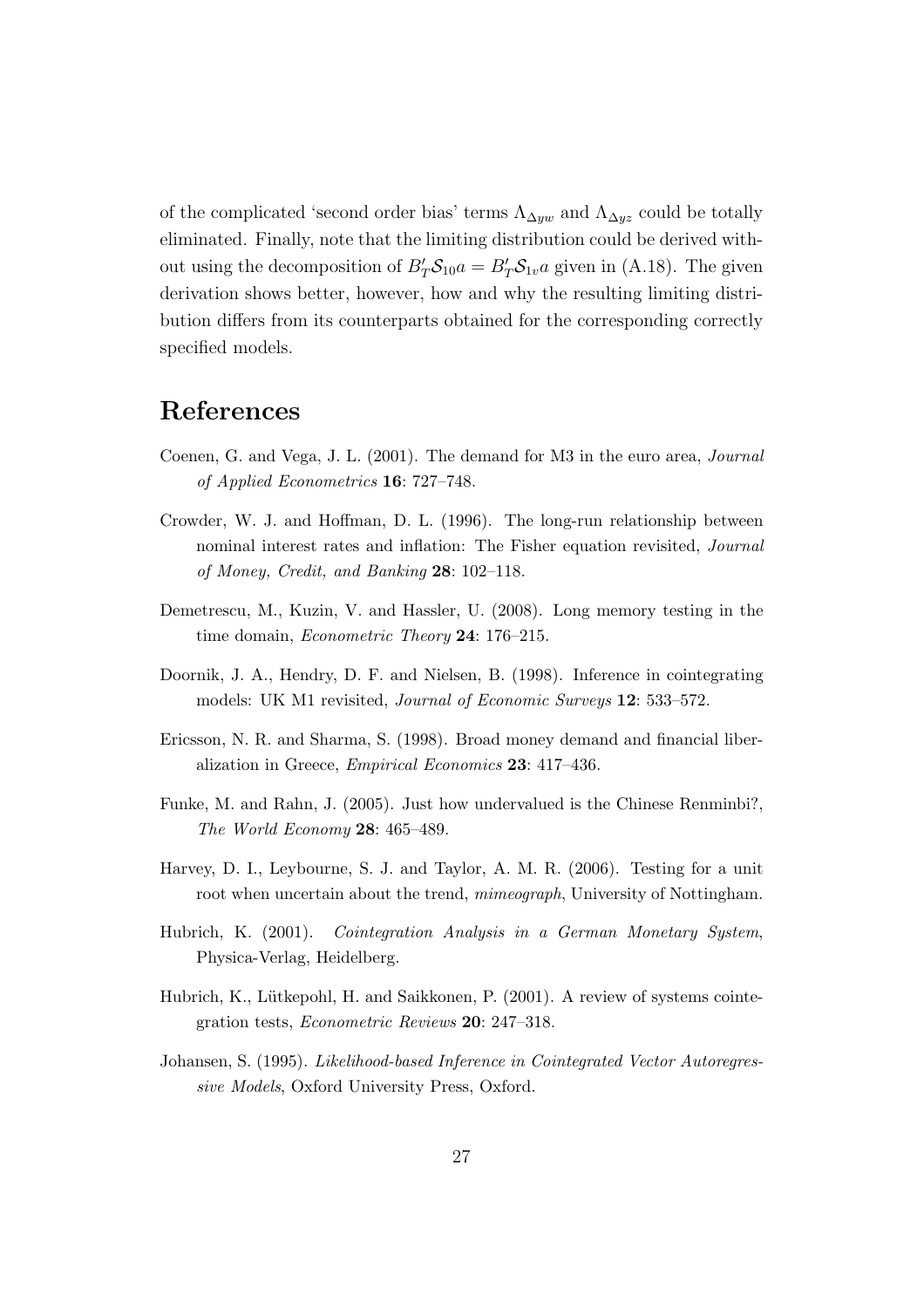of the complicated 'second order bias' terms $\Lambda_{\Delta yw}$ and $\Lambda_{\Delta yz}$ could be totally eliminated. Finally, note that the limiting distribution could be derived without using the decomposition of $B_T'\mathcal{S}_{10}a = B_T'\mathcal{S}_{1v}a$ given in (A.18). The given derivation shows better, however, how and why the resulting limiting distribution differs from its counterparts obtained for the corresponding correctly specified models.

# References

Coenen, G. and Vega, J. L. (2001). The demand for M3 in the euro area, *Journal of Applied Econometrics* **16**: 727–748.

Crowder, W. J. and Hoffman, D. L. (1996). The long-run relationship between nominal interest rates and inflation: The Fisher equation revisited, *Journal of Money, Credit, and Banking* **28**: 102–118.

Demetrescu, M., Kuzin, V. and Hassler, U. (2008). Long memory testing in the time domain, *Econometric Theory* **24**: 176–215.

Doornik, J. A., Hendry, D. F. and Nielsen, B. (1998). Inference in cointegrating models: UK M1 revisited, *Journal of Economic Surveys* **12**: 533–572.

Ericsson, N. R. and Sharma, S. (1998). Broad money demand and financial liberalization in Greece, *Empirical Economics* **23**: 417–436.

Funke, M. and Rahn, J. (2005). Just how undervalued is the Chinese Renminbi?, *The World Economy* **28**: 465–489.

Harvey, D. I., Leybourne, S. J. and Taylor, A. M. R. (2006). Testing for a unit root when uncertain about the trend, *mimeograph*, University of Nottingham.

Hubrich, K. (2001). *Cointegration Analysis in a German Monetary System*, Physica-Verlag, Heidelberg.

Hubrich, K., Lütkepohl, H. and Saikkonen, P. (2001). A review of systems cointegration tests, *Econometric Reviews* **20**: 247–318.

Johansen, S. (1995). *Likelihood-based Inference in Cointegrated Vector Autoregressive Models*, Oxford University Press, Oxford.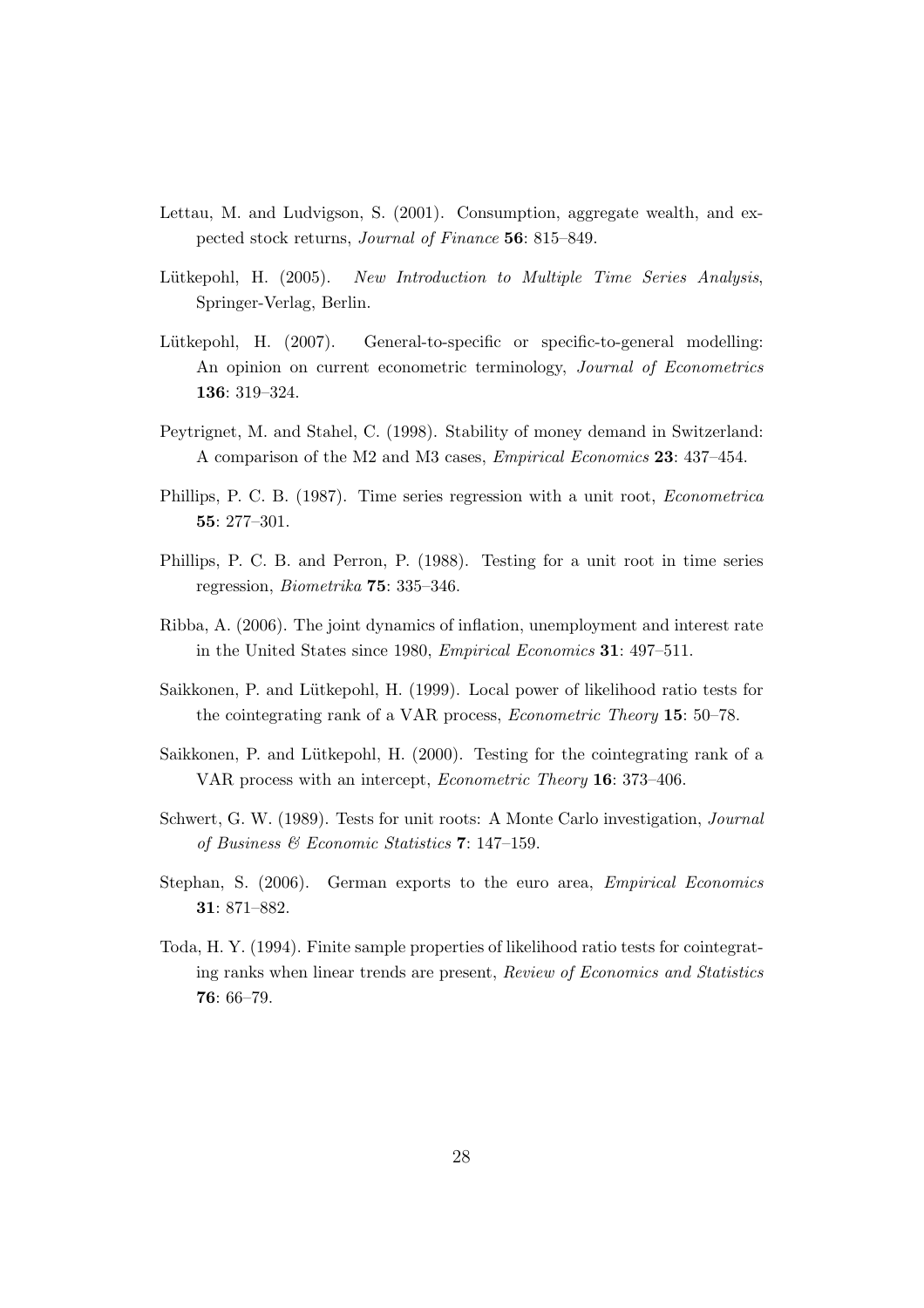Lettau, M. and Ludvigson, S. (2001). Consumption, aggregate wealth, and expected stock returns, *Journal of Finance* **56**: 815–849.

Lütkepohl, H. (2005). *New Introduction to Multiple Time Series Analysis*, Springer-Verlag, Berlin.

Lütkepohl, H. (2007). General-to-specific or specific-to-general modelling: An opinion on current econometric terminology, *Journal of Econometrics* **136**: 319–324.

Peytrignet, M. and Stahel, C. (1998). Stability of money demand in Switzerland: A comparison of the M2 and M3 cases, *Empirical Economics* **23**: 437–454.

Phillips, P. C. B. (1987). Time series regression with a unit root, *Econometrica* **55**: 277–301.

Phillips, P. C. B. and Perron, P. (1988). Testing for a unit root in time series regression, *Biometrika* **75**: 335–346.

Ribba, A. (2006). The joint dynamics of inflation, unemployment and interest rate in the United States since 1980, *Empirical Economics* **31**: 497–511.

Saikkonen, P. and Lütkepohl, H. (1999). Local power of likelihood ratio tests for the cointegrating rank of a VAR process, *Econometric Theory* **15**: 50–78.

Saikkonen, P. and Lütkepohl, H. (2000). Testing for the cointegrating rank of a VAR process with an intercept, *Econometric Theory* **16**: 373–406.

Schwert, G. W. (1989). Tests for unit roots: A Monte Carlo investigation, *Journal of Business & Economic Statistics* **7**: 147–159.

Stephan, S. (2006). German exports to the euro area, *Empirical Economics* **31**: 871–882.

Toda, H. Y. (1994). Finite sample properties of likelihood ratio tests for cointegrating ranks when linear trends are present, *Review of Economics and Statistics* **76**: 66–79.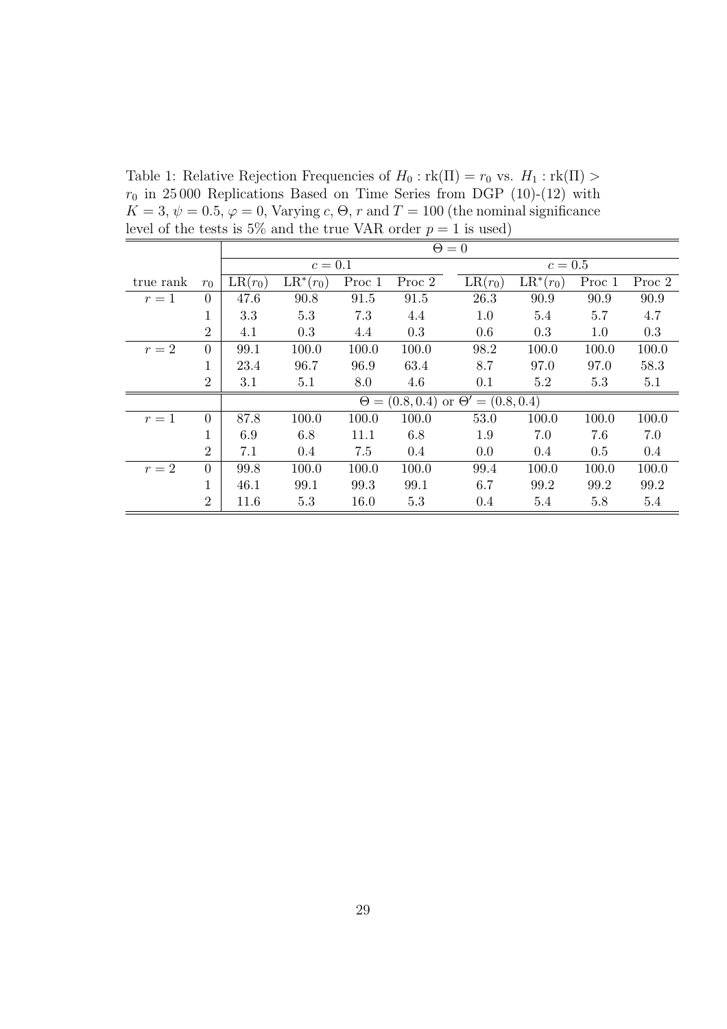Table 1: Relative Rejection Frequencies of $H_0 : \text{rk}(\Pi) = r_0$ vs. $H_1 : \text{rk}(\Pi) > r_0$ in 25 000 Replications Based on Time Series from DGP (10)-(12) with $K = 3$, $\psi = 0.5$, $\varphi = 0$, Varying $c$, $\Theta$, $r$ and $T = 100$ (the nominal significance level of the tests is 5% and the true VAR order $p = 1$ is used)

| | | $\Theta = 0$ | | | | | | | |
|---|---|---|---|---|---|---|---|---|---|
| | | $c = 0.1$ | | | | $c = 0.5$ | | | |
| true rank | $r_0$ | $\text{LR}(r_0)$ | $\text{LR}^*(r_0)$ | Proc 1 | Proc 2 | $\text{LR}(r_0)$ | $\text{LR}^*(r_0)$ | Proc 1 | Proc 2 |
| $r = 1$ | 0 | 47.6 | 90.8 | 91.5 | 91.5 | 26.3 | 90.9 | 90.9 | 90.9 |
| | 1 | 3.3 | 5.3 | 7.3 | 4.4 | 1.0 | 5.4 | 5.7 | 4.7 |
| | 2 | 4.1 | 0.3 | 4.4 | 0.3 | 0.6 | 0.3 | 1.0 | 0.3 |
| $r = 2$ | 0 | 99.1 | 100.0 | 100.0 | 100.0 | 98.2 | 100.0 | 100.0 | 100.0 |
| | 1 | 23.4 | 96.7 | 96.9 | 63.4 | 8.7 | 97.0 | 97.0 | 58.3 |
| | 2 | 3.1 | 5.1 | 8.0 | 4.6 | 0.1 | 5.2 | 5.3 | 5.1 |
| | | $\Theta = (0.8, 0.4)$ or $\Theta' = (0.8, 0.4)$ | | | | | | | |
| $r = 1$ | 0 | 87.8 | 100.0 | 100.0 | 100.0 | 53.0 | 100.0 | 100.0 | 100.0 |
| | 1 | 6.9 | 6.8 | 11.1 | 6.8 | 1.9 | 7.0 | 7.6 | 7.0 |
| | 2 | 7.1 | 0.4 | 7.5 | 0.4 | 0.0 | 0.4 | 0.5 | 0.4 |
| $r = 2$ | 0 | 99.8 | 100.0 | 100.0 | 100.0 | 99.4 | 100.0 | 100.0 | 100.0 |
| | 1 | 46.1 | 99.1 | 99.3 | 99.1 | 6.7 | 99.2 | 99.2 | 99.2 |
| | 2 | 11.6 | 5.3 | 16.0 | 5.3 | 0.4 | 5.4 | 5.8 | 5.4 |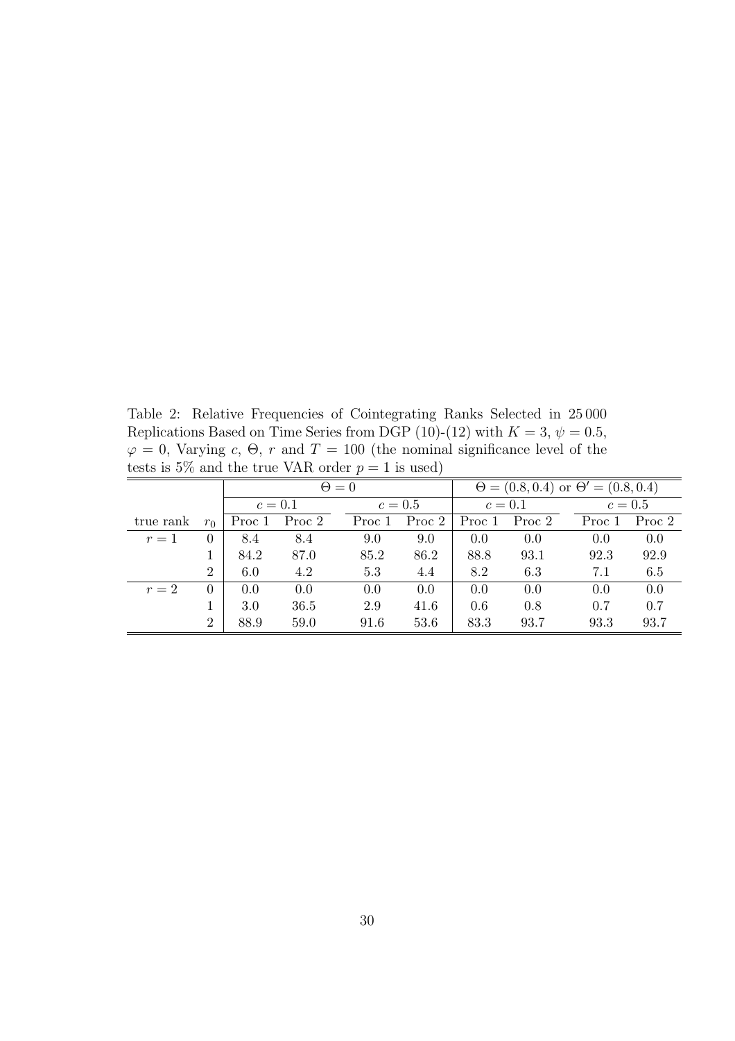Table 2: Relative Frequencies of Cointegrating Ranks Selected in 25 000 Replications Based on Time Series from DGP (10)-(12) with $K = 3$, $\psi = 0.5$, $\varphi = 0$, Varying $c$, $\Theta$, $r$ and $T = 100$ (the nominal significance level of the tests is 5% and the true VAR order $p = 1$ is used)

| | | $\Theta = 0$ | | | | $\Theta = (0.8, 0.4)$ or $\Theta' = (0.8, 0.4)$ | | | |
|---|---|---|---|---|---|---|---|---|---|
| | | $c = 0.1$ | | $c = 0.5$ | | $c = 0.1$ | | $c = 0.5$ | |
| true rank | $r_0$ | Proc 1 | Proc 2 | Proc 1 | Proc 2 | Proc 1 | Proc 2 | Proc 1 | Proc 2 |
| $r = 1$ | 0 | 8.4 | 8.4 | 9.0 | 9.0 | 0.0 | 0.0 | 0.0 | 0.0 |
| | 1 | 84.2 | 87.0 | 85.2 | 86.2 | 88.8 | 93.1 | 92.3 | 92.9 |
| | 2 | 6.0 | 4.2 | 5.3 | 4.4 | 8.2 | 6.3 | 7.1 | 6.5 |
| $r = 2$ | 0 | 0.0 | 0.0 | 0.0 | 0.0 | 0.0 | 0.0 | 0.0 | 0.0 |
| | 1 | 3.0 | 36.5 | 2.9 | 41.6 | 0.6 | 0.8 | 0.7 | 0.7 |
| | 2 | 88.9 | 59.0 | 91.6 | 53.6 | 83.3 | 93.7 | 93.3 | 93.7 |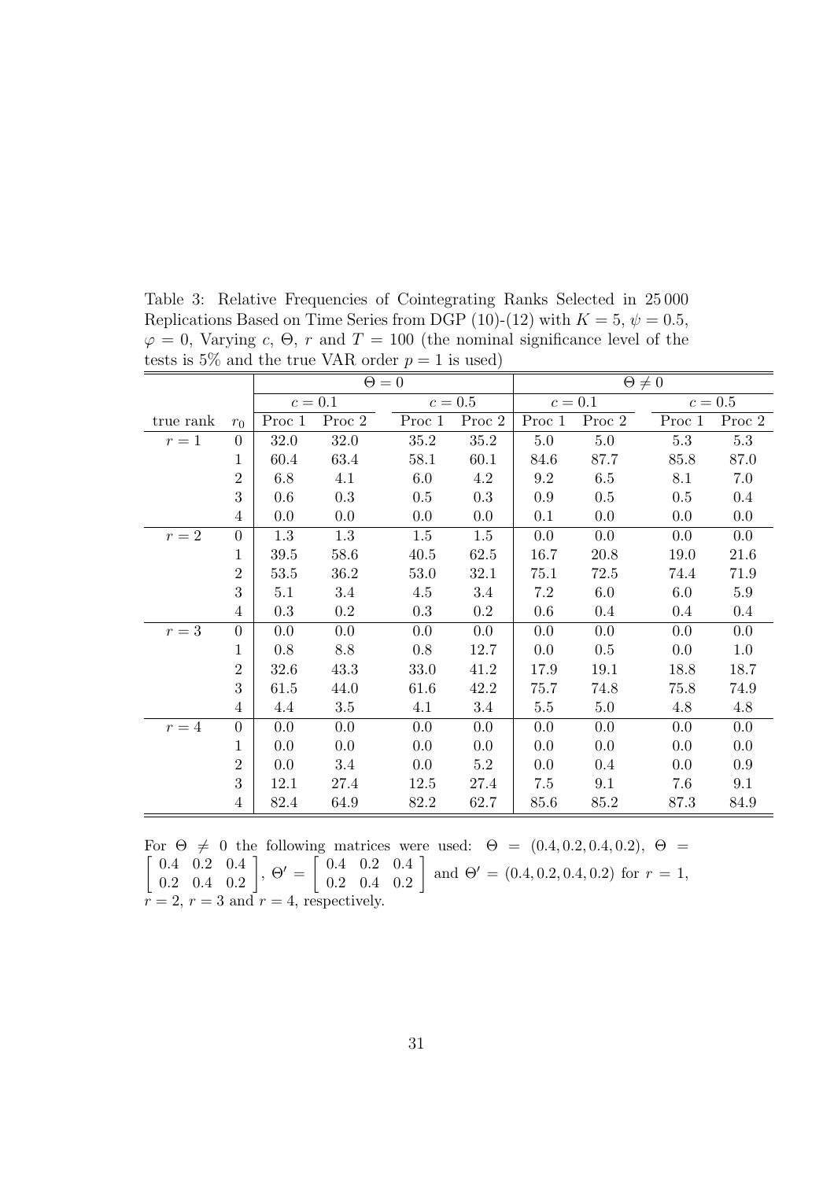Table 3: Relative Frequencies of Cointegrating Ranks Selected in 25 000 Replications Based on Time Series from DGP (10)-(12) with $K = 5$, $\psi = 0.5$, $\varphi = 0$, Varying $c$, $\Theta$, $r$ and $T = 100$ (the nominal significance level of the tests is 5% and the true VAR order $p = 1$ is used)

| | | $\Theta = 0$ | | | | $\Theta \neq 0$ | | | |
|---|---|---|---|---|---|---|---|---|---|
| | | $c = 0.1$ | | $c = 0.5$ | | $c = 0.1$ | | $c = 0.5$ | |
| true rank | $r_0$ | Proc 1 | Proc 2 | Proc 1 | Proc 2 | Proc 1 | Proc 2 | Proc 1 | Proc 2 |
| $r = 1$ | 0 | 32.0 | 32.0 | 35.2 | 35.2 | 5.0 | 5.0 | 5.3 | 5.3 |
| | 1 | 60.4 | 63.4 | 58.1 | 60.1 | 84.6 | 87.7 | 85.8 | 87.0 |
| | 2 | 6.8 | 4.1 | 6.0 | 4.2 | 9.2 | 6.5 | 8.1 | 7.0 |
| | 3 | 0.6 | 0.3 | 0.5 | 0.3 | 0.9 | 0.5 | 0.5 | 0.4 |
| | 4 | 0.0 | 0.0 | 0.0 | 0.0 | 0.1 | 0.0 | 0.0 | 0.0 |
| $r = 2$ | 0 | 1.3 | 1.3 | 1.5 | 1.5 | 0.0 | 0.0 | 0.0 | 0.0 |
| | 1 | 39.5 | 58.6 | 40.5 | 62.5 | 16.7 | 20.8 | 19.0 | 21.6 |
| | 2 | 53.5 | 36.2 | 53.0 | 32.1 | 75.1 | 72.5 | 74.4 | 71.9 |
| | 3 | 5.1 | 3.4 | 4.5 | 3.4 | 7.2 | 6.0 | 6.0 | 5.9 |
| | 4 | 0.3 | 0.2 | 0.3 | 0.2 | 0.6 | 0.4 | 0.4 | 0.4 |
| $r = 3$ | 0 | 0.0 | 0.0 | 0.0 | 0.0 | 0.0 | 0.0 | 0.0 | 0.0 |
| | 1 | 0.8 | 8.8 | 0.8 | 12.7 | 0.0 | 0.5 | 0.0 | 1.0 |
| | 2 | 32.6 | 43.3 | 33.0 | 41.2 | 17.9 | 19.1 | 18.8 | 18.7 |
| | 3 | 61.5 | 44.0 | 61.6 | 42.2 | 75.7 | 74.8 | 75.8 | 74.9 |
| | 4 | 4.4 | 3.5 | 4.1 | 3.4 | 5.5 | 5.0 | 4.8 | 4.8 |
| $r = 4$ | 0 | 0.0 | 0.0 | 0.0 | 0.0 | 0.0 | 0.0 | 0.0 | 0.0 |
| | 1 | 0.0 | 0.0 | 0.0 | 0.0 | 0.0 | 0.0 | 0.0 | 0.0 |
| | 2 | 0.0 | 3.4 | 0.0 | 5.2 | 0.0 | 0.4 | 0.0 | 0.9 |
| | 3 | 12.1 | 27.4 | 12.5 | 27.4 | 7.5 | 9.1 | 7.6 | 9.1 |
| | 4 | 82.4 | 64.9 | 82.2 | 62.7 | 85.6 | 85.2 | 87.3 | 84.9 |

For $\Theta \neq 0$ the following matrices were used: $\Theta = (0.4, 0.2, 0.4, 0.2)$, $\Theta = \begin{bmatrix} 0.4 & 0.2 & 0.4 \\ 0.2 & 0.4 & 0.2 \end{bmatrix}$, $\Theta' = \begin{bmatrix} 0.4 & 0.2 & 0.4 \\ 0.2 & 0.4 & 0.2 \end{bmatrix}$ and $\Theta' = (0.4, 0.2, 0.4, 0.2)$ for $r = 1$, $r = 2$, $r = 3$ and $r = 4$, respectively.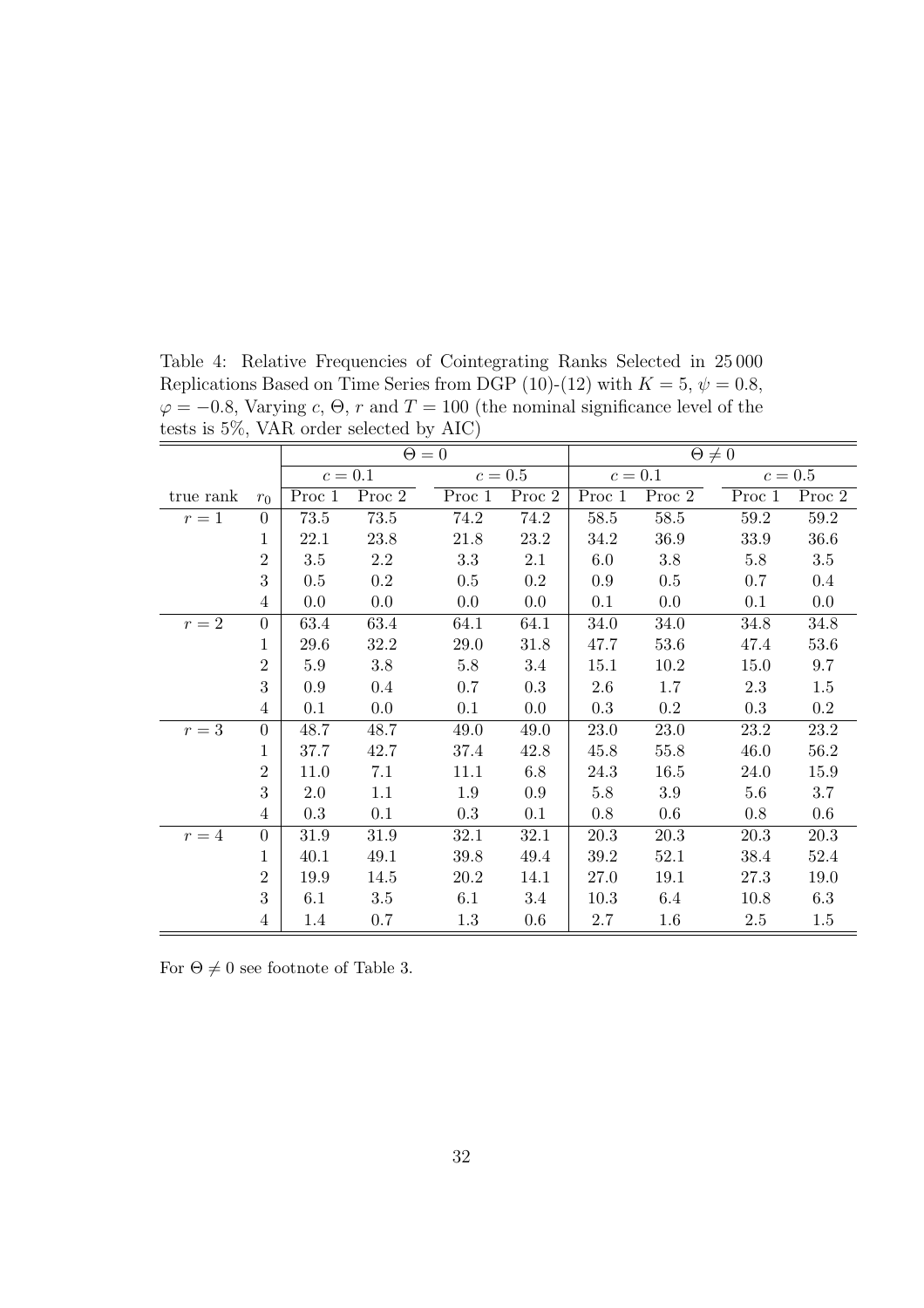Table 4: Relative Frequencies of Cointegrating Ranks Selected in 25 000 Replications Based on Time Series from DGP (10)-(12) with $K = 5$, $\psi = 0.8$, $\varphi = -0.8$, Varying $c$, $\Theta$, $r$ and $T = 100$ (the nominal significance level of the tests is 5%, VAR order selected by AIC)

| | | $\Theta = 0$ | | | | $\Theta \neq 0$ | | | |
|---|---|---|---|---|---|---|---|---|---|
| | | $c = 0.1$ | | $c = 0.5$ | | $c = 0.1$ | | $c = 0.5$ | |
| true rank | $r_0$ | Proc 1 | Proc 2 | Proc 1 | Proc 2 | Proc 1 | Proc 2 | Proc 1 | Proc 2 |
| $r = 1$ | 0 | 73.5 | 73.5 | 74.2 | 74.2 | 58.5 | 58.5 | 59.2 | 59.2 |
| | 1 | 22.1 | 23.8 | 21.8 | 23.2 | 34.2 | 36.9 | 33.9 | 36.6 |
| | 2 | 3.5 | 2.2 | 3.3 | 2.1 | 6.0 | 3.8 | 5.8 | 3.5 |
| | 3 | 0.5 | 0.2 | 0.5 | 0.2 | 0.9 | 0.5 | 0.7 | 0.4 |
| | 4 | 0.0 | 0.0 | 0.0 | 0.0 | 0.1 | 0.0 | 0.1 | 0.0 |
| $r = 2$ | 0 | 63.4 | 63.4 | 64.1 | 64.1 | 34.0 | 34.0 | 34.8 | 34.8 |
| | 1 | 29.6 | 32.2 | 29.0 | 31.8 | 47.7 | 53.6 | 47.4 | 53.6 |
| | 2 | 5.9 | 3.8 | 5.8 | 3.4 | 15.1 | 10.2 | 15.0 | 9.7 |
| | 3 | 0.9 | 0.4 | 0.7 | 0.3 | 2.6 | 1.7 | 2.3 | 1.5 |
| | 4 | 0.1 | 0.0 | 0.1 | 0.0 | 0.3 | 0.2 | 0.3 | 0.2 |
| $r = 3$ | 0 | 48.7 | 48.7 | 49.0 | 49.0 | 23.0 | 23.0 | 23.2 | 23.2 |
| | 1 | 37.7 | 42.7 | 37.4 | 42.8 | 45.8 | 55.8 | 46.0 | 56.2 |
| | 2 | 11.0 | 7.1 | 11.1 | 6.8 | 24.3 | 16.5 | 24.0 | 15.9 |
| | 3 | 2.0 | 1.1 | 1.9 | 0.9 | 5.8 | 3.9 | 5.6 | 3.7 |
| | 4 | 0.3 | 0.1 | 0.3 | 0.1 | 0.8 | 0.6 | 0.8 | 0.6 |
| $r = 4$ | 0 | 31.9 | 31.9 | 32.1 | 32.1 | 20.3 | 20.3 | 20.3 | 20.3 |
| | 1 | 40.1 | 49.1 | 39.8 | 49.4 | 39.2 | 52.1 | 38.4 | 52.4 |
| | 2 | 19.9 | 14.5 | 20.2 | 14.1 | 27.0 | 19.1 | 27.3 | 19.0 |
| | 3 | 6.1 | 3.5 | 6.1 | 3.4 | 10.3 | 6.4 | 10.8 | 6.3 |
| | 4 | 1.4 | 0.7 | 1.3 | 0.6 | 2.7 | 1.6 | 2.5 | 1.5 |

For $\Theta \neq 0$ see footnote of Table 3.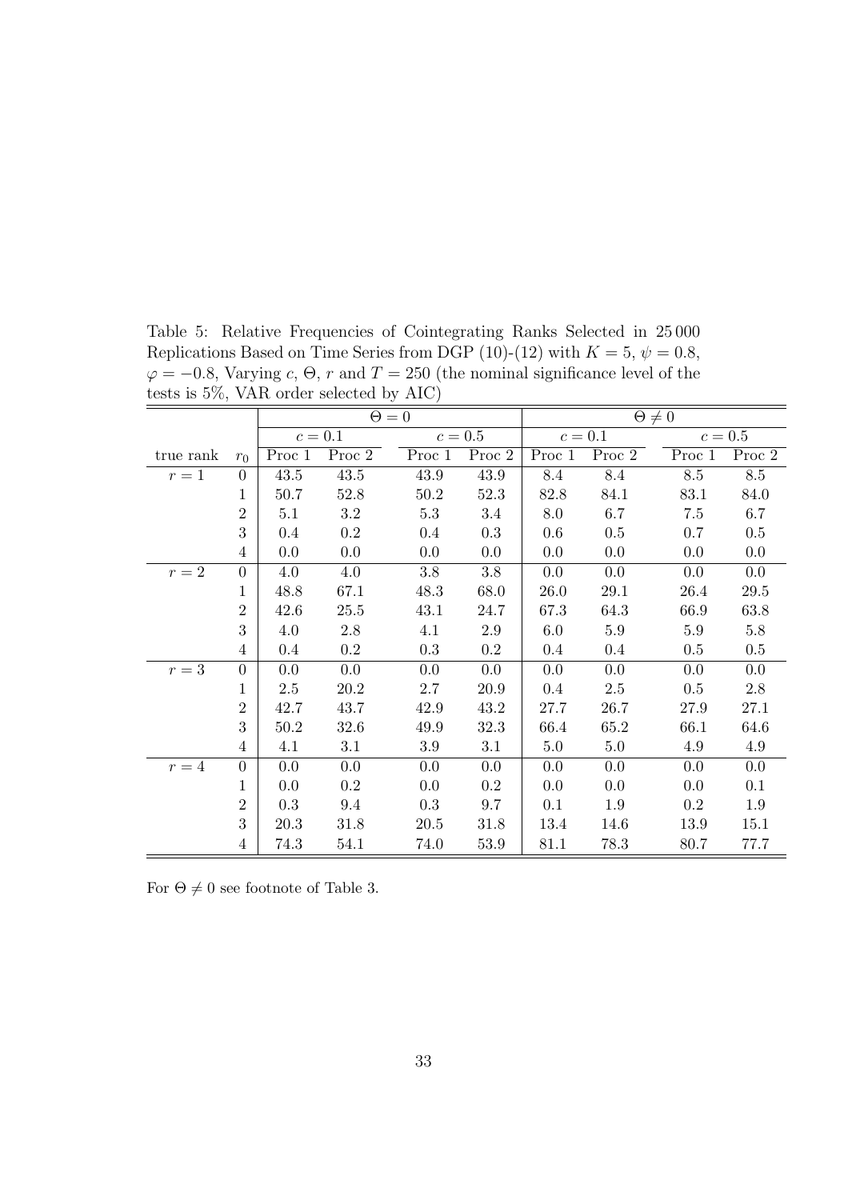Table 5: Relative Frequencies of Cointegrating Ranks Selected in 25 000 Replications Based on Time Series from DGP (10)-(12) with $K = 5$, $\psi = 0.8$, $\varphi = -0.8$, Varying $c$, $\Theta$, $r$ and $T = 250$ (the nominal significance level of the tests is 5%, VAR order selected by AIC)

| | | $\Theta = 0$ | | | | $\Theta \neq 0$ | | | |
|---|---|---|---|---|---|---|---|---|---|
| | | $c = 0.1$ | | $c = 0.5$ | | $c = 0.1$ | | $c = 0.5$ | |
| true rank | $r_0$ | Proc 1 | Proc 2 | Proc 1 | Proc 2 | Proc 1 | Proc 2 | Proc 1 | Proc 2 |
| $r = 1$ | 0 | 43.5 | 43.5 | 43.9 | 43.9 | 8.4 | 8.4 | 8.5 | 8.5 |
| | 1 | 50.7 | 52.8 | 50.2 | 52.3 | 82.8 | 84.1 | 83.1 | 84.0 |
| | 2 | 5.1 | 3.2 | 5.3 | 3.4 | 8.0 | 6.7 | 7.5 | 6.7 |
| | 3 | 0.4 | 0.2 | 0.4 | 0.3 | 0.6 | 0.5 | 0.7 | 0.5 |
| | 4 | 0.0 | 0.0 | 0.0 | 0.0 | 0.0 | 0.0 | 0.0 | 0.0 |
| $r = 2$ | 0 | 4.0 | 4.0 | 3.8 | 3.8 | 0.0 | 0.0 | 0.0 | 0.0 |
| | 1 | 48.8 | 67.1 | 48.3 | 68.0 | 26.0 | 29.1 | 26.4 | 29.5 |
| | 2 | 42.6 | 25.5 | 43.1 | 24.7 | 67.3 | 64.3 | 66.9 | 63.8 |
| | 3 | 4.0 | 2.8 | 4.1 | 2.9 | 6.0 | 5.9 | 5.9 | 5.8 |
| | 4 | 0.4 | 0.2 | 0.3 | 0.2 | 0.4 | 0.4 | 0.5 | 0.5 |
| $r = 3$ | 0 | 0.0 | 0.0 | 0.0 | 0.0 | 0.0 | 0.0 | 0.0 | 0.0 |
| | 1 | 2.5 | 20.2 | 2.7 | 20.9 | 0.4 | 2.5 | 0.5 | 2.8 |
| | 2 | 42.7 | 43.7 | 42.9 | 43.2 | 27.7 | 26.7 | 27.9 | 27.1 |
| | 3 | 50.2 | 32.6 | 49.9 | 32.3 | 66.4 | 65.2 | 66.1 | 64.6 |
| | 4 | 4.1 | 3.1 | 3.9 | 3.1 | 5.0 | 5.0 | 4.9 | 4.9 |
| $r = 4$ | 0 | 0.0 | 0.0 | 0.0 | 0.0 | 0.0 | 0.0 | 0.0 | 0.0 |
| | 1 | 0.0 | 0.2 | 0.0 | 0.2 | 0.0 | 0.0 | 0.0 | 0.1 |
| | 2 | 0.3 | 9.4 | 0.3 | 9.7 | 0.1 | 1.9 | 0.2 | 1.9 |
| | 3 | 20.3 | 31.8 | 20.5 | 31.8 | 13.4 | 14.6 | 13.9 | 15.1 |
| | 4 | 74.3 | 54.1 | 74.0 | 53.9 | 81.1 | 78.3 | 80.7 | 77.7 |

For $\Theta \neq 0$ see footnote of Table 3.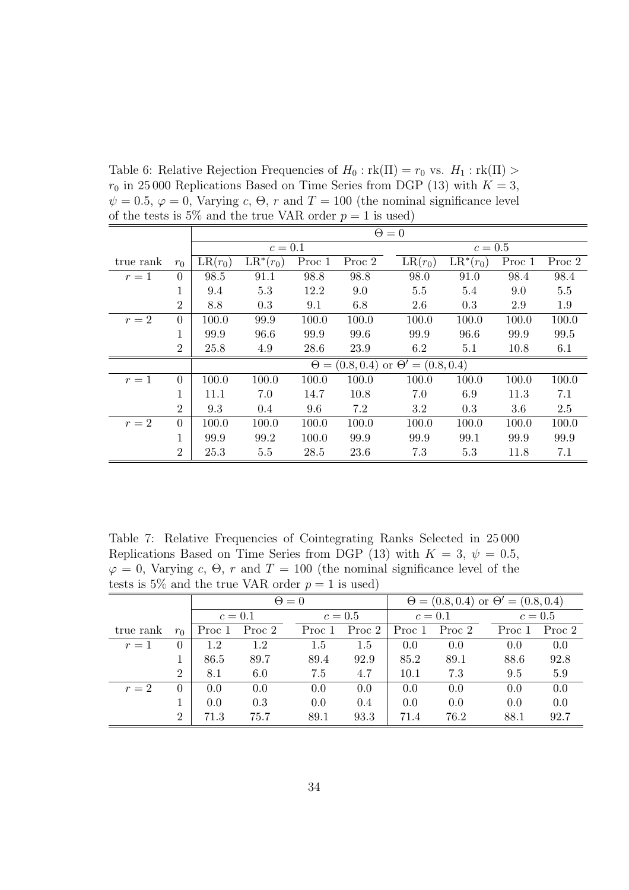Table 6: Relative Rejection Frequencies of $H_0 : \text{rk}(\Pi) = r_0$ vs. $H_1 : \text{rk}(\Pi) > r_0$ in 25 000 Replications Based on Time Series from DGP (13) with $K = 3$, $\psi = 0.5$, $\varphi = 0$, Varying $c$, $\Theta$, $r$ and $T = 100$ (the nominal significance level of the tests is 5% and the true VAR order $p = 1$ is used)

| | | $\Theta = 0$ | | | | | | | |
|---|---|---|---|---|---|---|---|---|---|
| | | $c = 0.1$ | | | | $c = 0.5$ | | | |
| true rank | $r_0$ | $\text{LR}(r_0)$ | $\text{LR}^*(r_0)$ | Proc 1 | Proc 2 | $\text{LR}(r_0)$ | $\text{LR}^*(r_0)$ | Proc 1 | Proc 2 |
| $r = 1$ | 0 | 98.5 | 91.1 | 98.8 | 98.8 | 98.0 | 91.0 | 98.4 | 98.4 |
| | 1 | 9.4 | 5.3 | 12.2 | 9.0 | 5.5 | 5.4 | 9.0 | 5.5 |
| | 2 | 8.8 | 0.3 | 9.1 | 6.8 | 2.6 | 0.3 | 2.9 | 1.9 |
| $r = 2$ | 0 | 100.0 | 99.9 | 100.0 | 100.0 | 100.0 | 100.0 | 100.0 | 100.0 |
| | 1 | 99.9 | 96.6 | 99.9 | 99.6 | 99.9 | 96.6 | 99.9 | 99.5 |
| | 2 | 25.8 | 4.9 | 28.6 | 23.9 | 6.2 | 5.1 | 10.8 | 6.1 |
| | | $\Theta = (0.8, 0.4)$ or $\Theta' = (0.8, 0.4)$ | | | | | | | |
| $r = 1$ | 0 | 100.0 | 100.0 | 100.0 | 100.0 | 100.0 | 100.0 | 100.0 | 100.0 |
| | 1 | 11.1 | 7.0 | 14.7 | 10.8 | 7.0 | 6.9 | 11.3 | 7.1 |
| | 2 | 9.3 | 0.4 | 9.6 | 7.2 | 3.2 | 0.3 | 3.6 | 2.5 |
| $r = 2$ | 0 | 100.0 | 100.0 | 100.0 | 100.0 | 100.0 | 100.0 | 100.0 | 100.0 |
| | 1 | 99.9 | 99.2 | 100.0 | 99.9 | 99.9 | 99.1 | 99.9 | 99.9 |
| | 2 | 25.3 | 5.5 | 28.5 | 23.6 | 7.3 | 5.3 | 11.8 | 7.1 |

Table 7: Relative Frequencies of Cointegrating Ranks Selected in 25 000 Replications Based on Time Series from DGP (13) with $K = 3$, $\psi = 0.5$, $\varphi = 0$, Varying $c$, $\Theta$, $r$ and $T = 100$ (the nominal significance level of the tests is 5% and the true VAR order $p = 1$ is used)

| | | $\Theta = 0$ | | | | $\Theta = (0.8, 0.4)$ or $\Theta' = (0.8, 0.4)$ | | | |
|---|---|---|---|---|---|---|---|---|---|
| | | $c = 0.1$ | | $c = 0.5$ | | $c = 0.1$ | | $c = 0.5$ | |
| true rank | $r_0$ | Proc 1 | Proc 2 | Proc 1 | Proc 2 | Proc 1 | Proc 2 | Proc 1 | Proc 2 |
| $r = 1$ | 0 | 1.2 | 1.2 | 1.5 | 1.5 | 0.0 | 0.0 | 0.0 | 0.0 |
| | 1 | 86.5 | 89.7 | 89.4 | 92.9 | 85.2 | 89.1 | 88.6 | 92.8 |
| | 2 | 8.1 | 6.0 | 7.5 | 4.7 | 10.1 | 7.3 | 9.5 | 5.9 |
| $r = 2$ | 0 | 0.0 | 0.0 | 0.0 | 0.0 | 0.0 | 0.0 | 0.0 | 0.0 |
| | 1 | 0.0 | 0.3 | 0.0 | 0.4 | 0.0 | 0.0 | 0.0 | 0.0 |
| | 2 | 71.3 | 75.7 | 89.1 | 93.3 | 71.4 | 76.2 | 88.1 | 92.7 |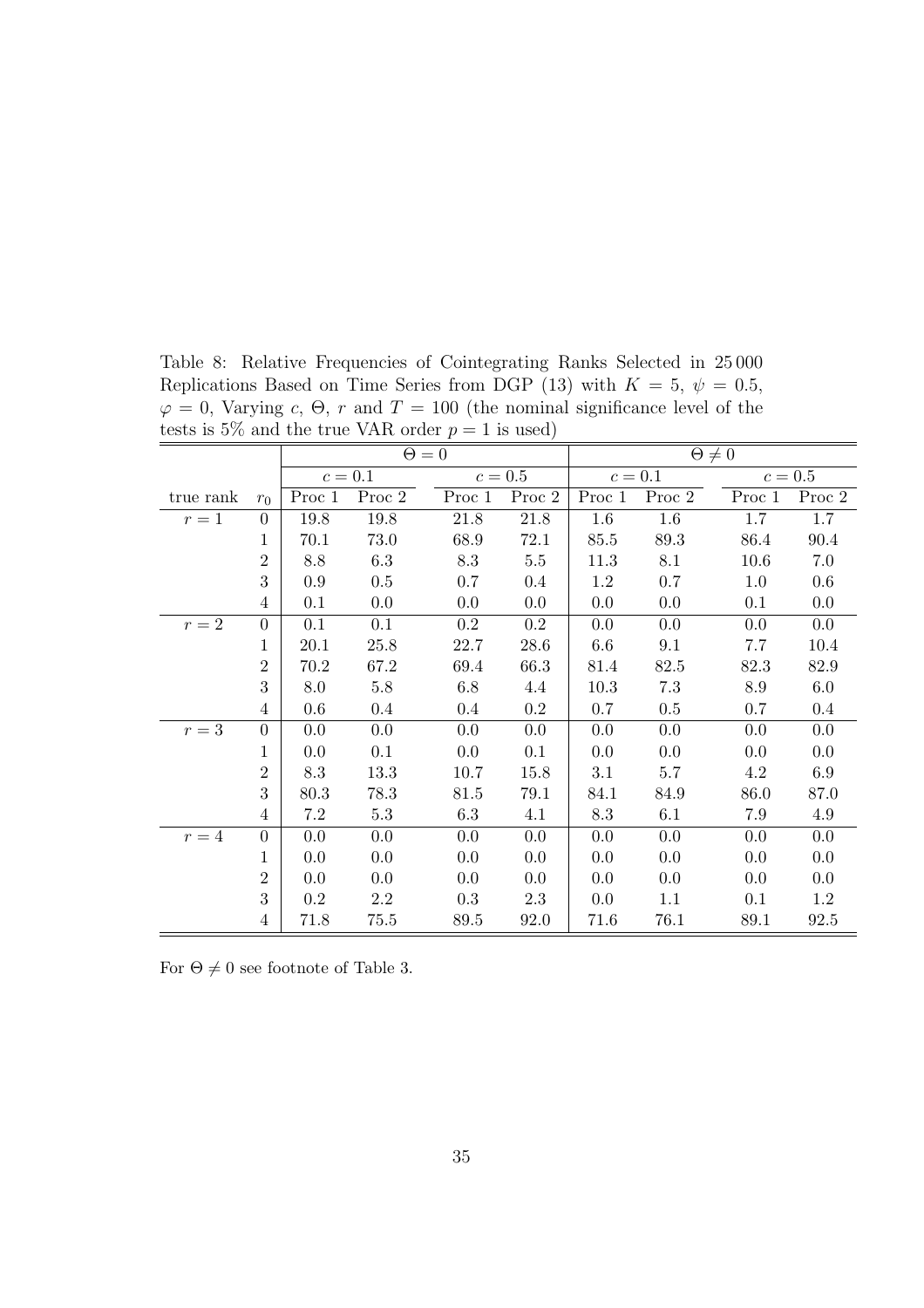Table 8: Relative Frequencies of Cointegrating Ranks Selected in 25 000 Replications Based on Time Series from DGP (13) with $K = 5$, $\psi = 0.5$, $\varphi = 0$, Varying $c$, $\Theta$, $r$ and $T = 100$ (the nominal significance level of the tests is 5% and the true VAR order $p = 1$ is used)

| | | $\Theta = 0$ | | | | $\Theta \neq 0$ | | | |
|---|---|---|---|---|---|---|---|---|---|
| | | $c = 0.1$ | | $c = 0.5$ | | $c = 0.1$ | | $c = 0.5$ | |
| true rank | $r_0$ | Proc 1 | Proc 2 | Proc 1 | Proc 2 | Proc 1 | Proc 2 | Proc 1 | Proc 2 |
| $r = 1$ | 0 | 19.8 | 19.8 | 21.8 | 21.8 | 1.6 | 1.6 | 1.7 | 1.7 |
| | 1 | 70.1 | 73.0 | 68.9 | 72.1 | 85.5 | 89.3 | 86.4 | 90.4 |
| | 2 | 8.8 | 6.3 | 8.3 | 5.5 | 11.3 | 8.1 | 10.6 | 7.0 |
| | 3 | 0.9 | 0.5 | 0.7 | 0.4 | 1.2 | 0.7 | 1.0 | 0.6 |
| | 4 | 0.1 | 0.0 | 0.0 | 0.0 | 0.0 | 0.0 | 0.1 | 0.0 |
| $r = 2$ | 0 | 0.1 | 0.1 | 0.2 | 0.2 | 0.0 | 0.0 | 0.0 | 0.0 |
| | 1 | 20.1 | 25.8 | 22.7 | 28.6 | 6.6 | 9.1 | 7.7 | 10.4 |
| | 2 | 70.2 | 67.2 | 69.4 | 66.3 | 81.4 | 82.5 | 82.3 | 82.9 |
| | 3 | 8.0 | 5.8 | 6.8 | 4.4 | 10.3 | 7.3 | 8.9 | 6.0 |
| | 4 | 0.6 | 0.4 | 0.4 | 0.2 | 0.7 | 0.5 | 0.7 | 0.4 |
| $r = 3$ | 0 | 0.0 | 0.0 | 0.0 | 0.0 | 0.0 | 0.0 | 0.0 | 0.0 |
| | 1 | 0.0 | 0.1 | 0.0 | 0.1 | 0.0 | 0.0 | 0.0 | 0.0 |
| | 2 | 8.3 | 13.3 | 10.7 | 15.8 | 3.1 | 5.7 | 4.2 | 6.9 |
| | 3 | 80.3 | 78.3 | 81.5 | 79.1 | 84.1 | 84.9 | 86.0 | 87.0 |
| | 4 | 7.2 | 5.3 | 6.3 | 4.1 | 8.3 | 6.1 | 7.9 | 4.9 |
| $r = 4$ | 0 | 0.0 | 0.0 | 0.0 | 0.0 | 0.0 | 0.0 | 0.0 | 0.0 |
| | 1 | 0.0 | 0.0 | 0.0 | 0.0 | 0.0 | 0.0 | 0.0 | 0.0 |
| | 2 | 0.0 | 0.0 | 0.0 | 0.0 | 0.0 | 0.0 | 0.0 | 0.0 |
| | 3 | 0.2 | 2.2 | 0.3 | 2.3 | 0.0 | 1.1 | 0.1 | 1.2 |
| | 4 | 71.8 | 75.5 | 89.5 | 92.0 | 71.6 | 76.1 | 89.1 | 92.5 |

For $\Theta \neq 0$ see footnote of Table 3.